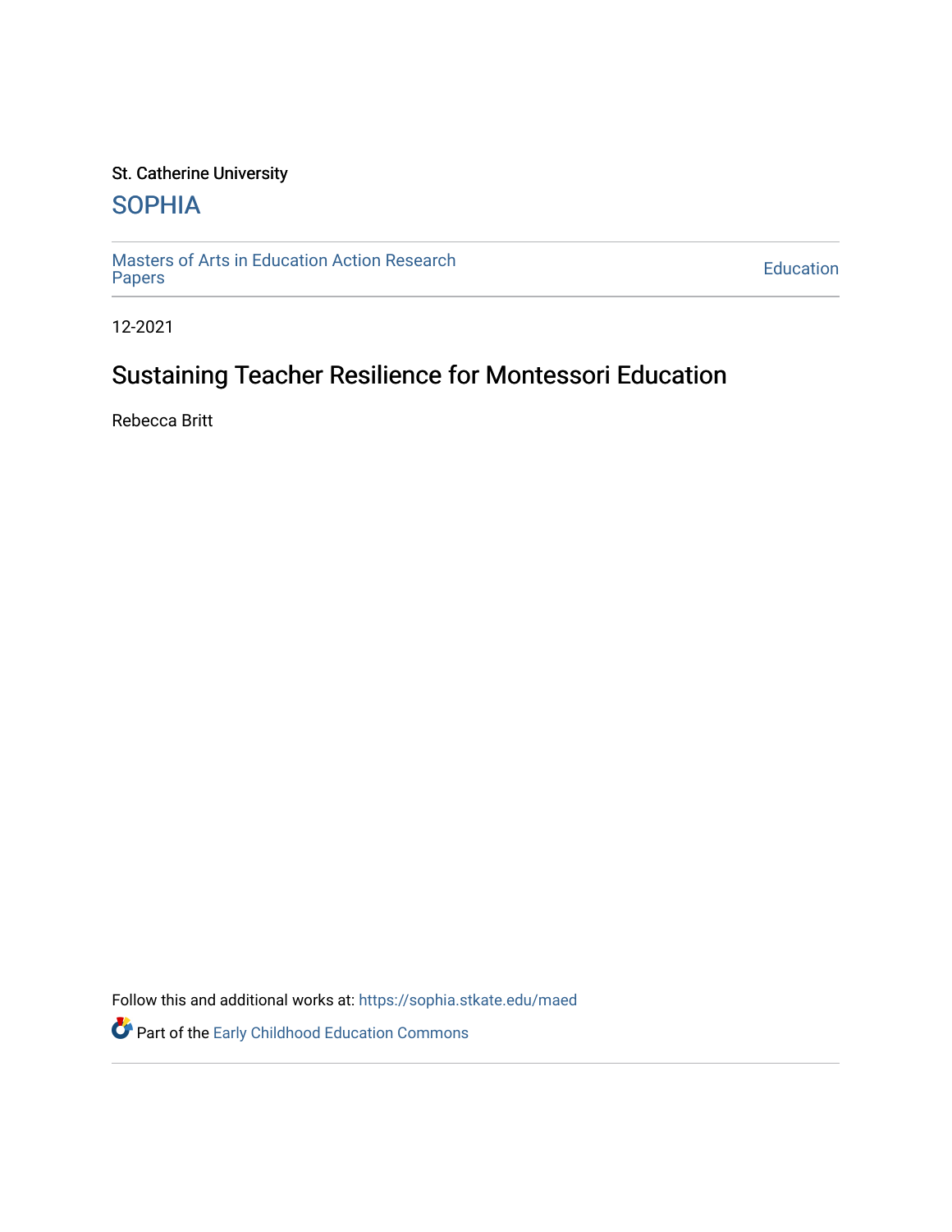St. Catherine University

# SOPHIA

Masters of Arts in Education Action Research Papers

Education

12-2021

# Sustaining Teacher Resilience for Montessori Education

Rebecca Britt

Follow this and additional works at: https://sophia.stkate.edu/maed

Part of the Early Childhood Education Commons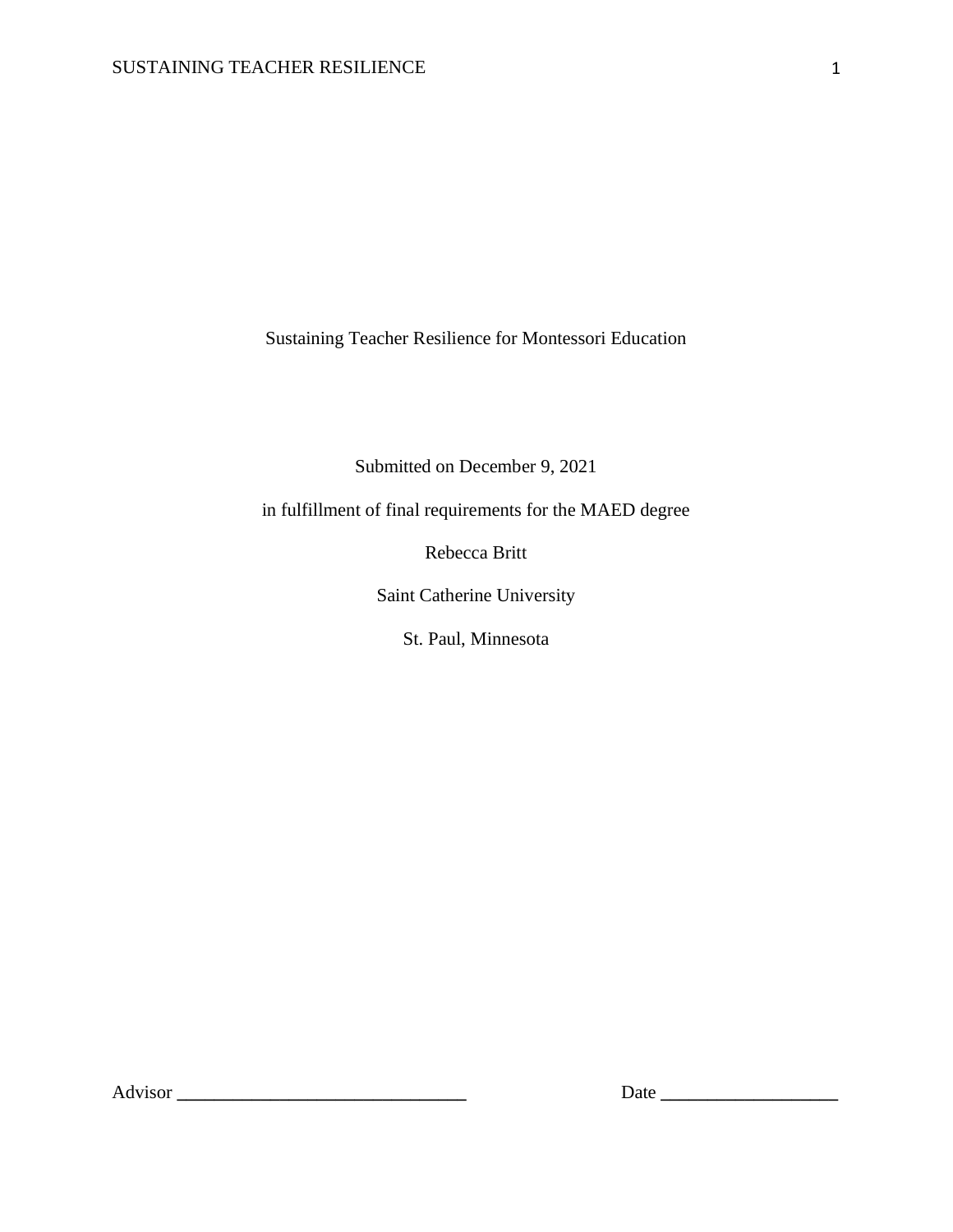Sustaining Teacher Resilience for Montessori Education

Submitted on December 9, 2021

in fulfillment of final requirements for the MAED degree

Rebecca Britt

Saint Catherine University

St. Paul, Minnesota

Advisor _______________________________ Date ___________________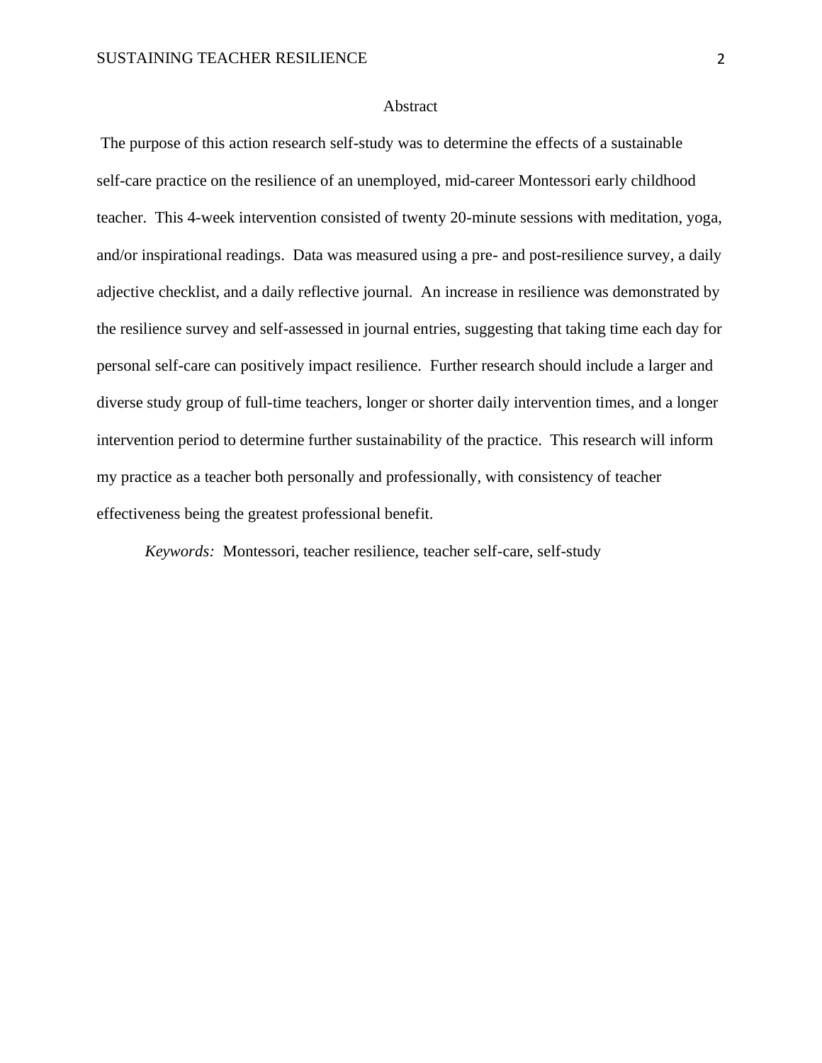# Abstract

The purpose of this action research self-study was to determine the effects of a sustainable self-care practice on the resilience of an unemployed, mid-career Montessori early childhood teacher. This 4-week intervention consisted of twenty 20-minute sessions with meditation, yoga, and/or inspirational readings. Data was measured using a pre- and post-resilience survey, a daily adjective checklist, and a daily reflective journal. An increase in resilience was demonstrated by the resilience survey and self-assessed in journal entries, suggesting that taking time each day for personal self-care can positively impact resilience. Further research should include a larger and diverse study group of full-time teachers, longer or shorter daily intervention times, and a longer intervention period to determine further sustainability of the practice. This research will inform my practice as a teacher both personally and professionally, with consistency of teacher effectiveness being the greatest professional benefit.

*Keywords:* Montessori, teacher resilience, teacher self-care, self-study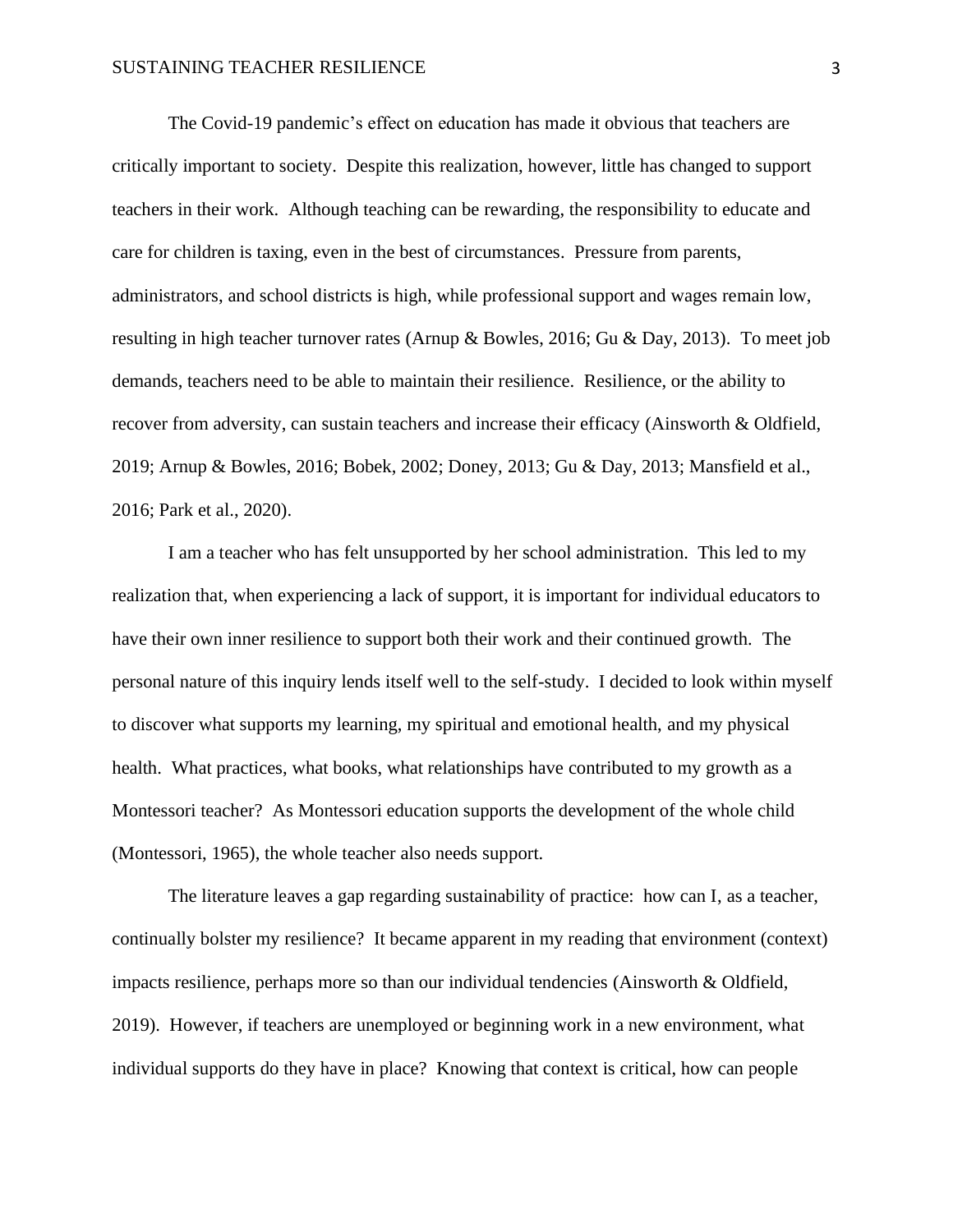The Covid-19 pandemic's effect on education has made it obvious that teachers are critically important to society. Despite this realization, however, little has changed to support teachers in their work. Although teaching can be rewarding, the responsibility to educate and care for children is taxing, even in the best of circumstances. Pressure from parents, administrators, and school districts is high, while professional support and wages remain low, resulting in high teacher turnover rates (Arnup & Bowles, 2016; Gu & Day, 2013). To meet job demands, teachers need to be able to maintain their resilience. Resilience, or the ability to recover from adversity, can sustain teachers and increase their efficacy (Ainsworth & Oldfield, 2019; Arnup & Bowles, 2016; Bobek, 2002; Doney, 2013; Gu & Day, 2013; Mansfield et al., 2016; Park et al., 2020).

I am a teacher who has felt unsupported by her school administration. This led to my realization that, when experiencing a lack of support, it is important for individual educators to have their own inner resilience to support both their work and their continued growth. The personal nature of this inquiry lends itself well to the self-study. I decided to look within myself to discover what supports my learning, my spiritual and emotional health, and my physical health. What practices, what books, what relationships have contributed to my growth as a Montessori teacher? As Montessori education supports the development of the whole child (Montessori, 1965), the whole teacher also needs support.

The literature leaves a gap regarding sustainability of practice: how can I, as a teacher, continually bolster my resilience? It became apparent in my reading that environment (context) impacts resilience, perhaps more so than our individual tendencies (Ainsworth & Oldfield, 2019). However, if teachers are unemployed or beginning work in a new environment, what individual supports do they have in place? Knowing that context is critical, how can people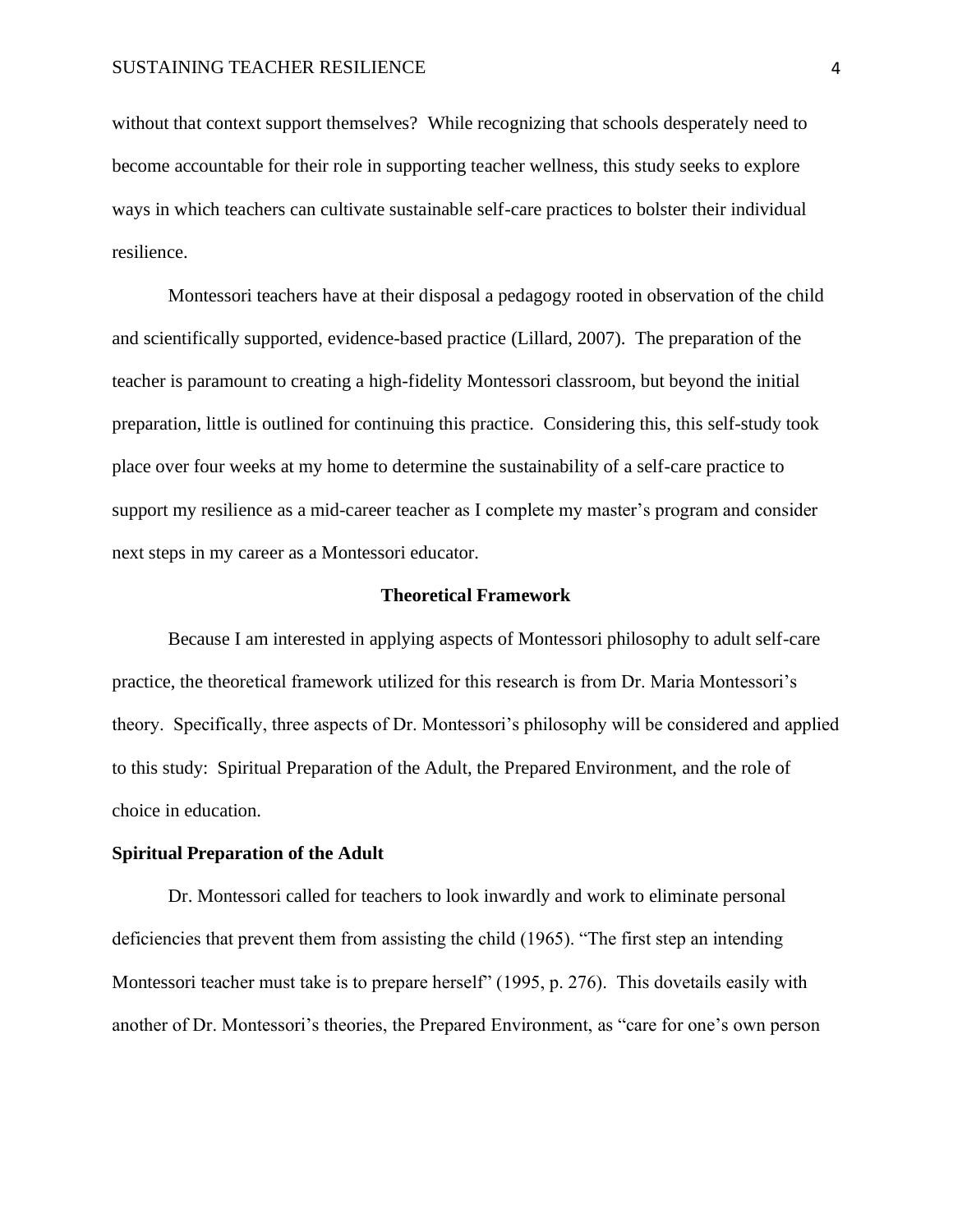without that context support themselves? While recognizing that schools desperately need to become accountable for their role in supporting teacher wellness, this study seeks to explore ways in which teachers can cultivate sustainable self-care practices to bolster their individual resilience.

Montessori teachers have at their disposal a pedagogy rooted in observation of the child and scientifically supported, evidence-based practice (Lillard, 2007). The preparation of the teacher is paramount to creating a high-fidelity Montessori classroom, but beyond the initial preparation, little is outlined for continuing this practice. Considering this, this self-study took place over four weeks at my home to determine the sustainability of a self-care practice to support my resilience as a mid-career teacher as I complete my master's program and consider next steps in my career as a Montessori educator.

## Theoretical Framework

Because I am interested in applying aspects of Montessori philosophy to adult self-care practice, the theoretical framework utilized for this research is from Dr. Maria Montessori's theory. Specifically, three aspects of Dr. Montessori's philosophy will be considered and applied to this study: Spiritual Preparation of the Adult, the Prepared Environment, and the role of choice in education.

### Spiritual Preparation of the Adult

Dr. Montessori called for teachers to look inwardly and work to eliminate personal deficiencies that prevent them from assisting the child (1965). "The first step an intending Montessori teacher must take is to prepare herself" (1995, p. 276). This dovetails easily with another of Dr. Montessori's theories, the Prepared Environment, as "care for one's own person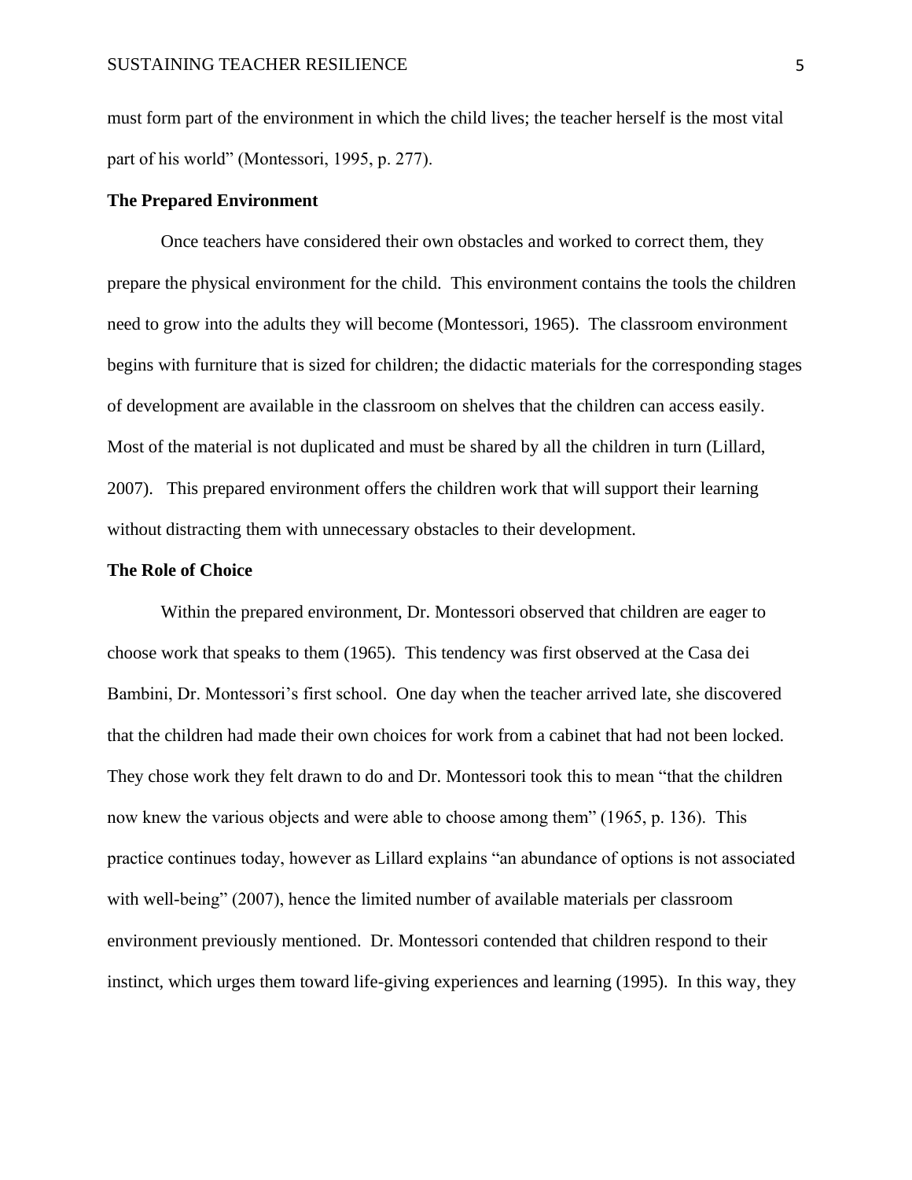must form part of the environment in which the child lives; the teacher herself is the most vital part of his world" (Montessori, 1995, p. 277).

## The Prepared Environment

Once teachers have considered their own obstacles and worked to correct them, they prepare the physical environment for the child. This environment contains the tools the children need to grow into the adults they will become (Montessori, 1965). The classroom environment begins with furniture that is sized for children; the didactic materials for the corresponding stages of development are available in the classroom on shelves that the children can access easily. Most of the material is not duplicated and must be shared by all the children in turn (Lillard, 2007). This prepared environment offers the children work that will support their learning without distracting them with unnecessary obstacles to their development.

## The Role of Choice

Within the prepared environment, Dr. Montessori observed that children are eager to choose work that speaks to them (1965). This tendency was first observed at the Casa dei Bambini, Dr. Montessori's first school. One day when the teacher arrived late, she discovered that the children had made their own choices for work from a cabinet that had not been locked. They chose work they felt drawn to do and Dr. Montessori took this to mean "that the children now knew the various objects and were able to choose among them" (1965, p. 136). This practice continues today, however as Lillard explains "an abundance of options is not associated with well-being" (2007), hence the limited number of available materials per classroom environment previously mentioned. Dr. Montessori contended that children respond to their instinct, which urges them toward life-giving experiences and learning (1995). In this way, they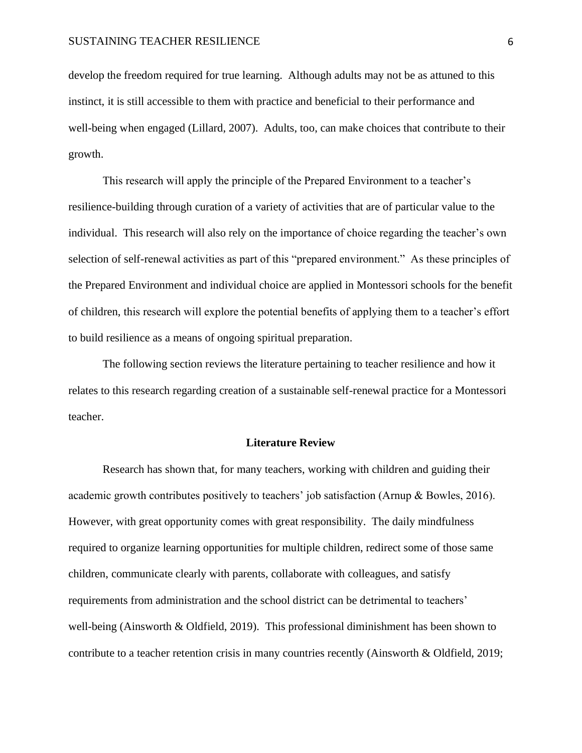develop the freedom required for true learning. Although adults may not be as attuned to this instinct, it is still accessible to them with practice and beneficial to their performance and well-being when engaged (Lillard, 2007). Adults, too, can make choices that contribute to their growth.

This research will apply the principle of the Prepared Environment to a teacher's resilience-building through curation of a variety of activities that are of particular value to the individual. This research will also rely on the importance of choice regarding the teacher's own selection of self-renewal activities as part of this "prepared environment." As these principles of the Prepared Environment and individual choice are applied in Montessori schools for the benefit of children, this research will explore the potential benefits of applying them to a teacher's effort to build resilience as a means of ongoing spiritual preparation.

The following section reviews the literature pertaining to teacher resilience and how it relates to this research regarding creation of a sustainable self-renewal practice for a Montessori teacher.

## Literature Review

Research has shown that, for many teachers, working with children and guiding their academic growth contributes positively to teachers' job satisfaction (Arnup & Bowles, 2016). However, with great opportunity comes with great responsibility. The daily mindfulness required to organize learning opportunities for multiple children, redirect some of those same children, communicate clearly with parents, collaborate with colleagues, and satisfy requirements from administration and the school district can be detrimental to teachers' well-being (Ainsworth & Oldfield, 2019). This professional diminishment has been shown to contribute to a teacher retention crisis in many countries recently (Ainsworth & Oldfield, 2019;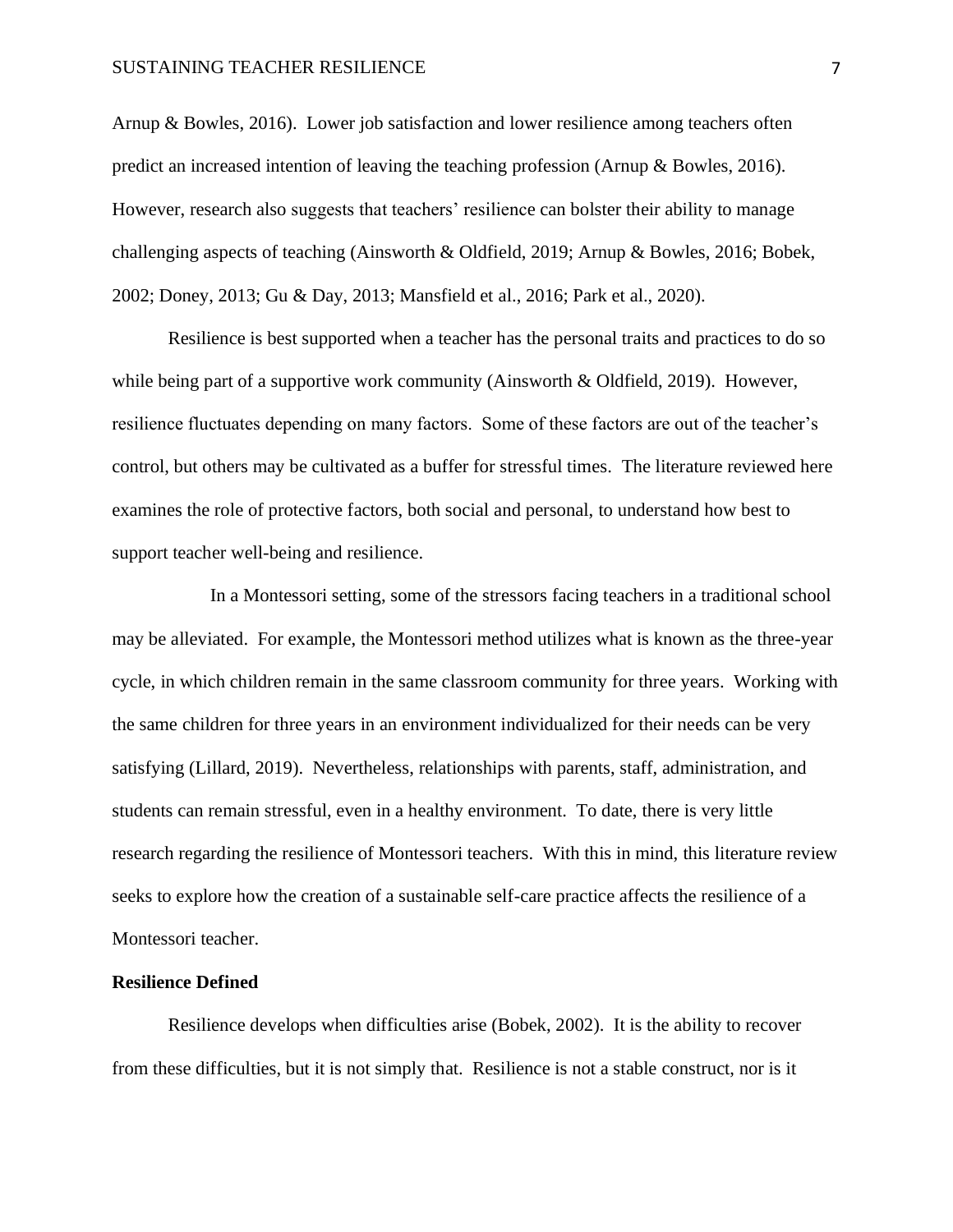Arnup & Bowles, 2016). Lower job satisfaction and lower resilience among teachers often predict an increased intention of leaving the teaching profession (Arnup & Bowles, 2016). However, research also suggests that teachers' resilience can bolster their ability to manage challenging aspects of teaching (Ainsworth & Oldfield, 2019; Arnup & Bowles, 2016; Bobek, 2002; Doney, 2013; Gu & Day, 2013; Mansfield et al., 2016; Park et al., 2020).

Resilience is best supported when a teacher has the personal traits and practices to do so while being part of a supportive work community (Ainsworth & Oldfield, 2019). However, resilience fluctuates depending on many factors. Some of these factors are out of the teacher's control, but others may be cultivated as a buffer for stressful times. The literature reviewed here examines the role of protective factors, both social and personal, to understand how best to support teacher well-being and resilience.

In a Montessori setting, some of the stressors facing teachers in a traditional school may be alleviated. For example, the Montessori method utilizes what is known as the three-year cycle, in which children remain in the same classroom community for three years. Working with the same children for three years in an environment individualized for their needs can be very satisfying (Lillard, 2019). Nevertheless, relationships with parents, staff, administration, and students can remain stressful, even in a healthy environment. To date, there is very little research regarding the resilience of Montessori teachers. With this in mind, this literature review seeks to explore how the creation of a sustainable self-care practice affects the resilience of a Montessori teacher.

## Resilience Defined

Resilience develops when difficulties arise (Bobek, 2002). It is the ability to recover from these difficulties, but it is not simply that. Resilience is not a stable construct, nor is it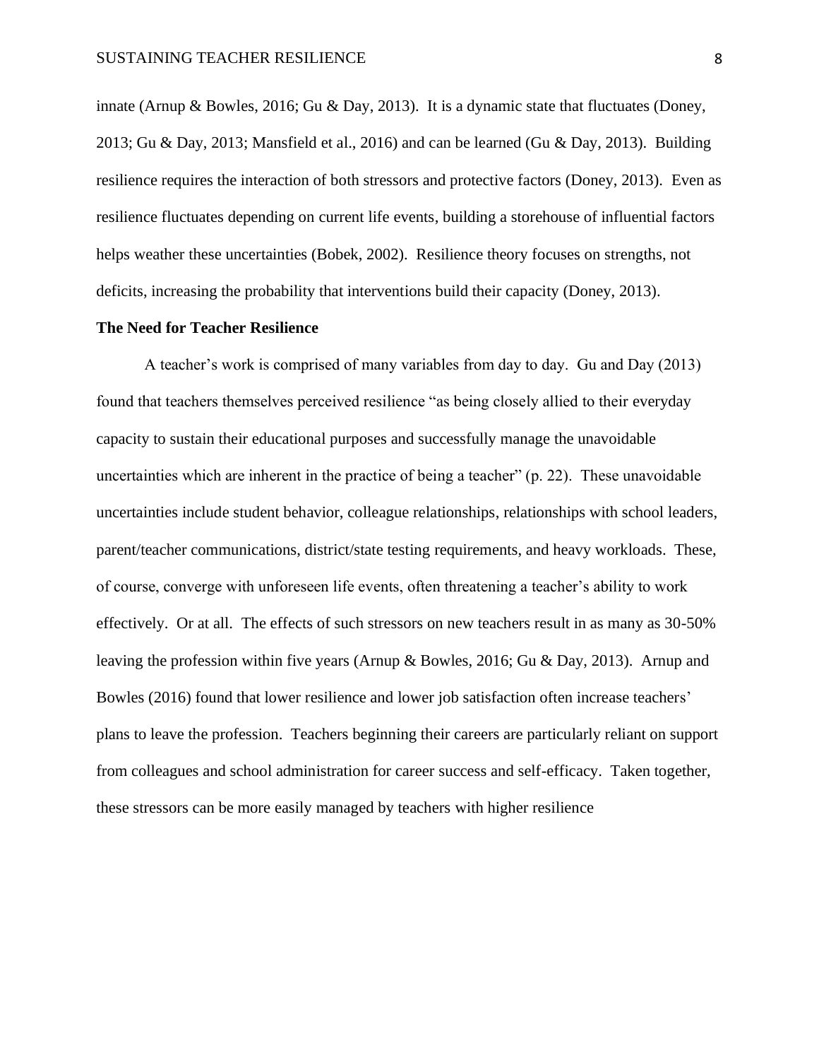innate (Arnup & Bowles, 2016; Gu & Day, 2013). It is a dynamic state that fluctuates (Doney, 2013; Gu & Day, 2013; Mansfield et al., 2016) and can be learned (Gu & Day, 2013). Building resilience requires the interaction of both stressors and protective factors (Doney, 2013). Even as resilience fluctuates depending on current life events, building a storehouse of influential factors helps weather these uncertainties (Bobek, 2002). Resilience theory focuses on strengths, not deficits, increasing the probability that interventions build their capacity (Doney, 2013).

## The Need for Teacher Resilience

A teacher's work is comprised of many variables from day to day. Gu and Day (2013) found that teachers themselves perceived resilience "as being closely allied to their everyday capacity to sustain their educational purposes and successfully manage the unavoidable uncertainties which are inherent in the practice of being a teacher" (p. 22). These unavoidable uncertainties include student behavior, colleague relationships, relationships with school leaders, parent/teacher communications, district/state testing requirements, and heavy workloads. These, of course, converge with unforeseen life events, often threatening a teacher's ability to work effectively. Or at all. The effects of such stressors on new teachers result in as many as 30-50% leaving the profession within five years (Arnup & Bowles, 2016; Gu & Day, 2013). Arnup and Bowles (2016) found that lower resilience and lower job satisfaction often increase teachers' plans to leave the profession. Teachers beginning their careers are particularly reliant on support from colleagues and school administration for career success and self-efficacy. Taken together, these stressors can be more easily managed by teachers with higher resilience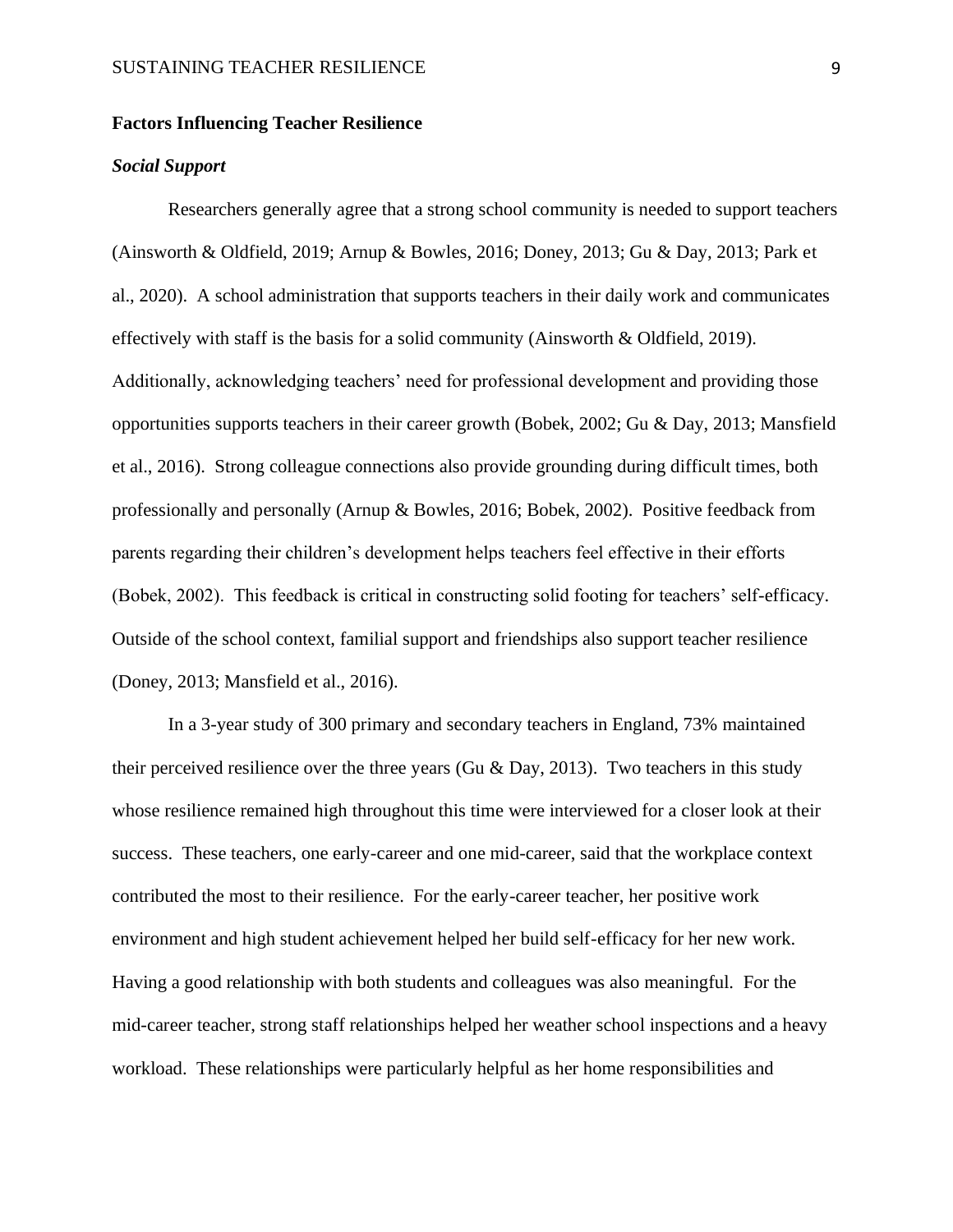## Factors Influencing Teacher Resilience

### *Social Support*

Researchers generally agree that a strong school community is needed to support teachers (Ainsworth & Oldfield, 2019; Arnup & Bowles, 2016; Doney, 2013; Gu & Day, 2013; Park et al., 2020). A school administration that supports teachers in their daily work and communicates effectively with staff is the basis for a solid community (Ainsworth & Oldfield, 2019). Additionally, acknowledging teachers' need for professional development and providing those opportunities supports teachers in their career growth (Bobek, 2002; Gu & Day, 2013; Mansfield et al., 2016). Strong colleague connections also provide grounding during difficult times, both professionally and personally (Arnup & Bowles, 2016; Bobek, 2002). Positive feedback from parents regarding their children's development helps teachers feel effective in their efforts (Bobek, 2002). This feedback is critical in constructing solid footing for teachers' self-efficacy. Outside of the school context, familial support and friendships also support teacher resilience (Doney, 2013; Mansfield et al., 2016).

In a 3-year study of 300 primary and secondary teachers in England, 73% maintained their perceived resilience over the three years (Gu & Day, 2013). Two teachers in this study whose resilience remained high throughout this time were interviewed for a closer look at their success. These teachers, one early-career and one mid-career, said that the workplace context contributed the most to their resilience. For the early-career teacher, her positive work environment and high student achievement helped her build self-efficacy for her new work. Having a good relationship with both students and colleagues was also meaningful. For the mid-career teacher, strong staff relationships helped her weather school inspections and a heavy workload. These relationships were particularly helpful as her home responsibilities and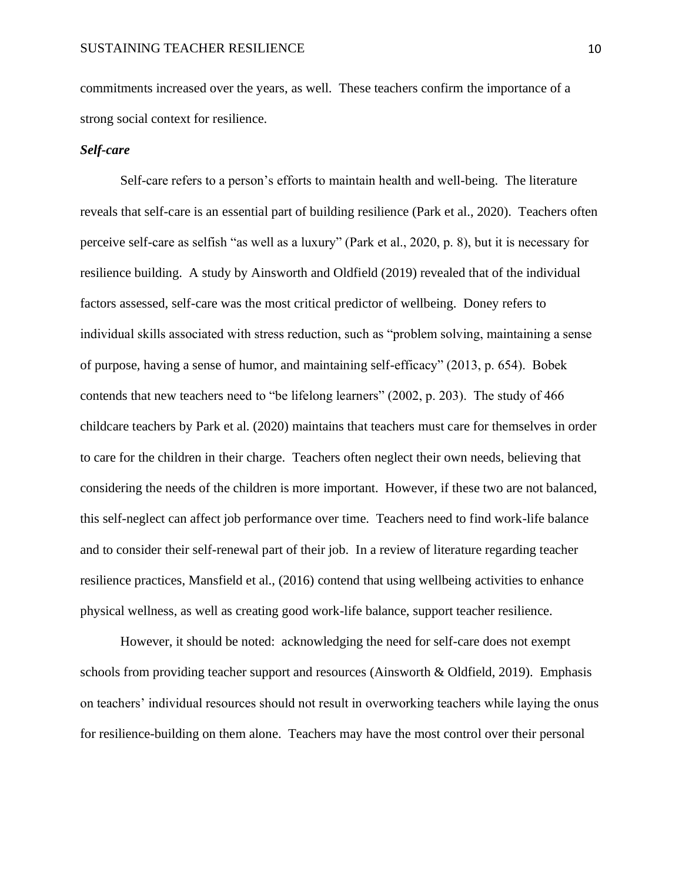commitments increased over the years, as well. These teachers confirm the importance of a strong social context for resilience.

### *Self-care*

Self-care refers to a person's efforts to maintain health and well-being. The literature reveals that self-care is an essential part of building resilience (Park et al., 2020). Teachers often perceive self-care as selfish "as well as a luxury" (Park et al., 2020, p. 8), but it is necessary for resilience building. A study by Ainsworth and Oldfield (2019) revealed that of the individual factors assessed, self-care was the most critical predictor of wellbeing. Doney refers to individual skills associated with stress reduction, such as "problem solving, maintaining a sense of purpose, having a sense of humor, and maintaining self-efficacy" (2013, p. 654). Bobek contends that new teachers need to "be lifelong learners" (2002, p. 203). The study of 466 childcare teachers by Park et al. (2020) maintains that teachers must care for themselves in order to care for the children in their charge. Teachers often neglect their own needs, believing that considering the needs of the children is more important. However, if these two are not balanced, this self-neglect can affect job performance over time. Teachers need to find work-life balance and to consider their self-renewal part of their job. In a review of literature regarding teacher resilience practices, Mansfield et al., (2016) contend that using wellbeing activities to enhance physical wellness, as well as creating good work-life balance, support teacher resilience.

However, it should be noted: acknowledging the need for self-care does not exempt schools from providing teacher support and resources (Ainsworth & Oldfield, 2019). Emphasis on teachers' individual resources should not result in overworking teachers while laying the onus for resilience-building on them alone. Teachers may have the most control over their personal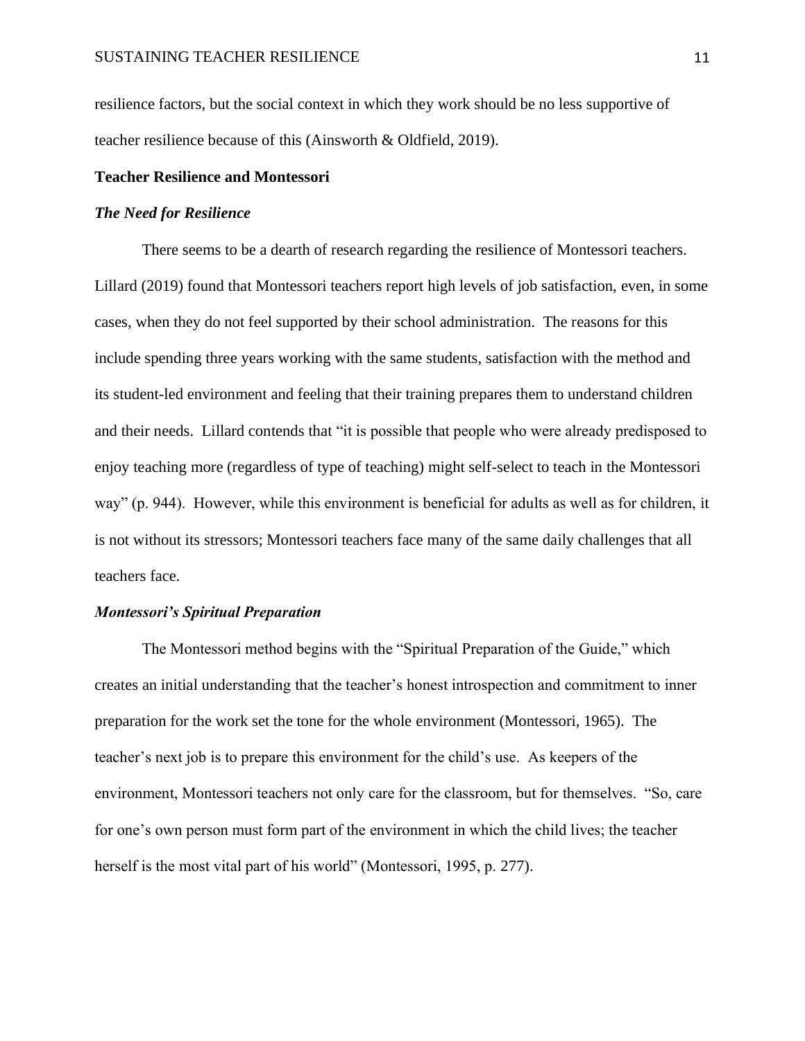resilience factors, but the social context in which they work should be no less supportive of teacher resilience because of this (Ainsworth & Oldfield, 2019).

## Teacher Resilience and Montessori

### *The Need for Resilience*

There seems to be a dearth of research regarding the resilience of Montessori teachers. Lillard (2019) found that Montessori teachers report high levels of job satisfaction, even, in some cases, when they do not feel supported by their school administration. The reasons for this include spending three years working with the same students, satisfaction with the method and its student-led environment and feeling that their training prepares them to understand children and their needs. Lillard contends that "it is possible that people who were already predisposed to enjoy teaching more (regardless of type of teaching) might self-select to teach in the Montessori way" (p. 944). However, while this environment is beneficial for adults as well as for children, it is not without its stressors; Montessori teachers face many of the same daily challenges that all teachers face.

### *Montessori's Spiritual Preparation*

The Montessori method begins with the "Spiritual Preparation of the Guide," which creates an initial understanding that the teacher's honest introspection and commitment to inner preparation for the work set the tone for the whole environment (Montessori, 1965). The teacher's next job is to prepare this environment for the child's use. As keepers of the environment, Montessori teachers not only care for the classroom, but for themselves. "So, care for one's own person must form part of the environment in which the child lives; the teacher herself is the most vital part of his world" (Montessori, 1995, p. 277).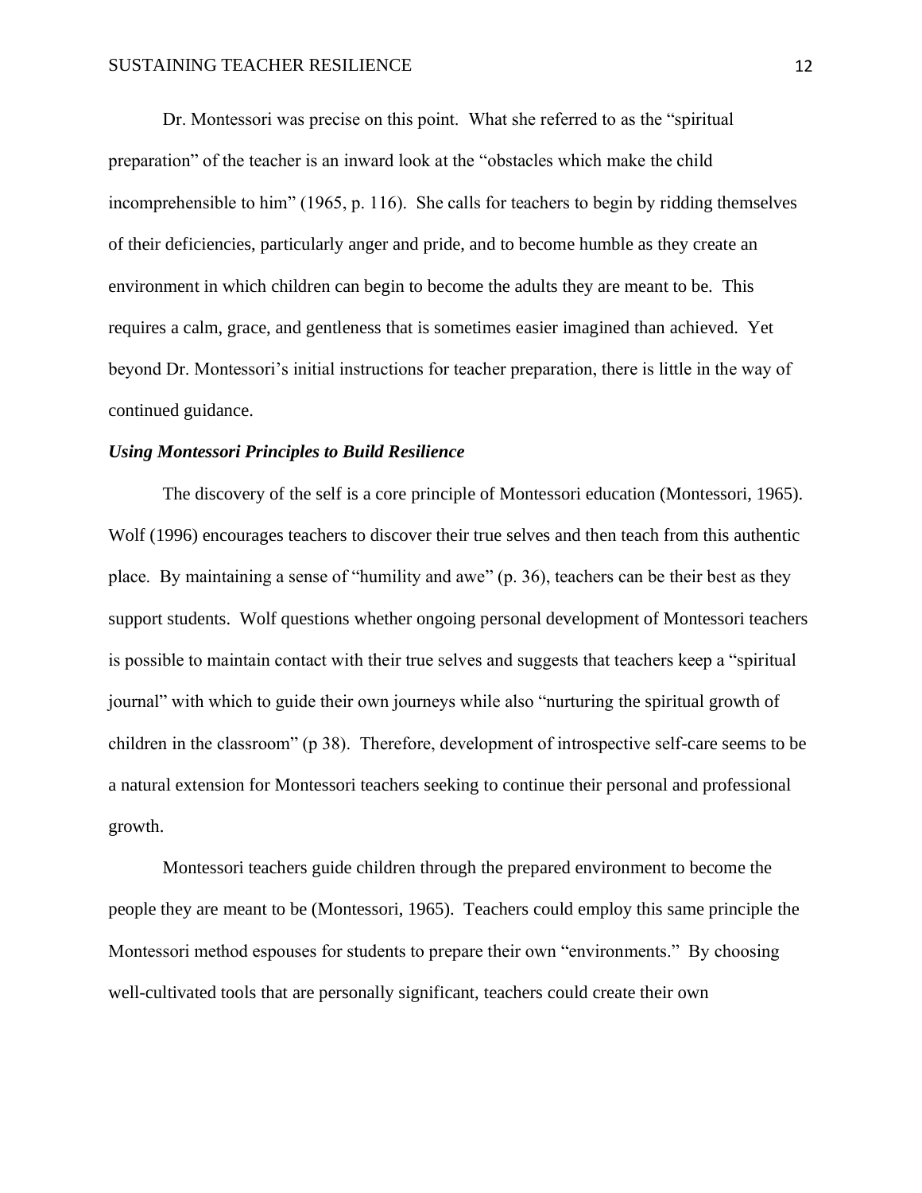Dr. Montessori was precise on this point. What she referred to as the "spiritual preparation" of the teacher is an inward look at the "obstacles which make the child incomprehensible to him" (1965, p. 116). She calls for teachers to begin by ridding themselves of their deficiencies, particularly anger and pride, and to become humble as they create an environment in which children can begin to become the adults they are meant to be. This requires a calm, grace, and gentleness that is sometimes easier imagined than achieved. Yet beyond Dr. Montessori's initial instructions for teacher preparation, there is little in the way of continued guidance.

***Using Montessori Principles to Build Resilience***

The discovery of the self is a core principle of Montessori education (Montessori, 1965). Wolf (1996) encourages teachers to discover their true selves and then teach from this authentic place. By maintaining a sense of "humility and awe" (p. 36), teachers can be their best as they support students. Wolf questions whether ongoing personal development of Montessori teachers is possible to maintain contact with their true selves and suggests that teachers keep a "spiritual journal" with which to guide their own journeys while also "nurturing the spiritual growth of children in the classroom" (p 38). Therefore, development of introspective self-care seems to be a natural extension for Montessori teachers seeking to continue their personal and professional growth.

Montessori teachers guide children through the prepared environment to become the people they are meant to be (Montessori, 1965). Teachers could employ this same principle the Montessori method espouses for students to prepare their own "environments." By choosing well-cultivated tools that are personally significant, teachers could create their own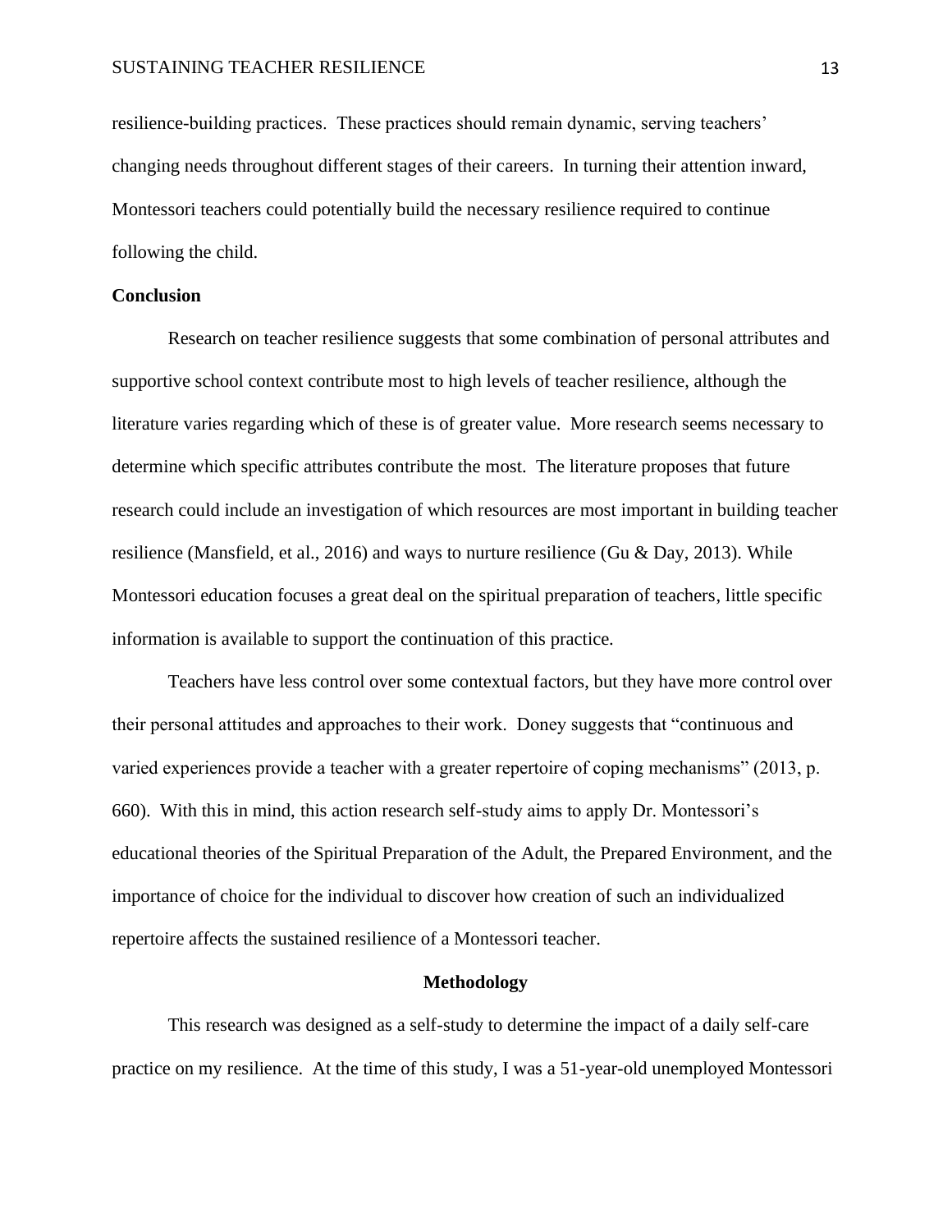resilience-building practices. These practices should remain dynamic, serving teachers' changing needs throughout different stages of their careers. In turning their attention inward, Montessori teachers could potentially build the necessary resilience required to continue following the child.

**Conclusion**

Research on teacher resilience suggests that some combination of personal attributes and supportive school context contribute most to high levels of teacher resilience, although the literature varies regarding which of these is of greater value. More research seems necessary to determine which specific attributes contribute the most. The literature proposes that future research could include an investigation of which resources are most important in building teacher resilience (Mansfield, et al., 2016) and ways to nurture resilience (Gu & Day, 2013). While Montessori education focuses a great deal on the spiritual preparation of teachers, little specific information is available to support the continuation of this practice.

Teachers have less control over some contextual factors, but they have more control over their personal attitudes and approaches to their work. Doney suggests that "continuous and varied experiences provide a teacher with a greater repertoire of coping mechanisms" (2013, p. 660). With this in mind, this action research self-study aims to apply Dr. Montessori's educational theories of the Spiritual Preparation of the Adult, the Prepared Environment, and the importance of choice for the individual to discover how creation of such an individualized repertoire affects the sustained resilience of a Montessori teacher.

## Methodology

This research was designed as a self-study to determine the impact of a daily self-care practice on my resilience. At the time of this study, I was a 51-year-old unemployed Montessori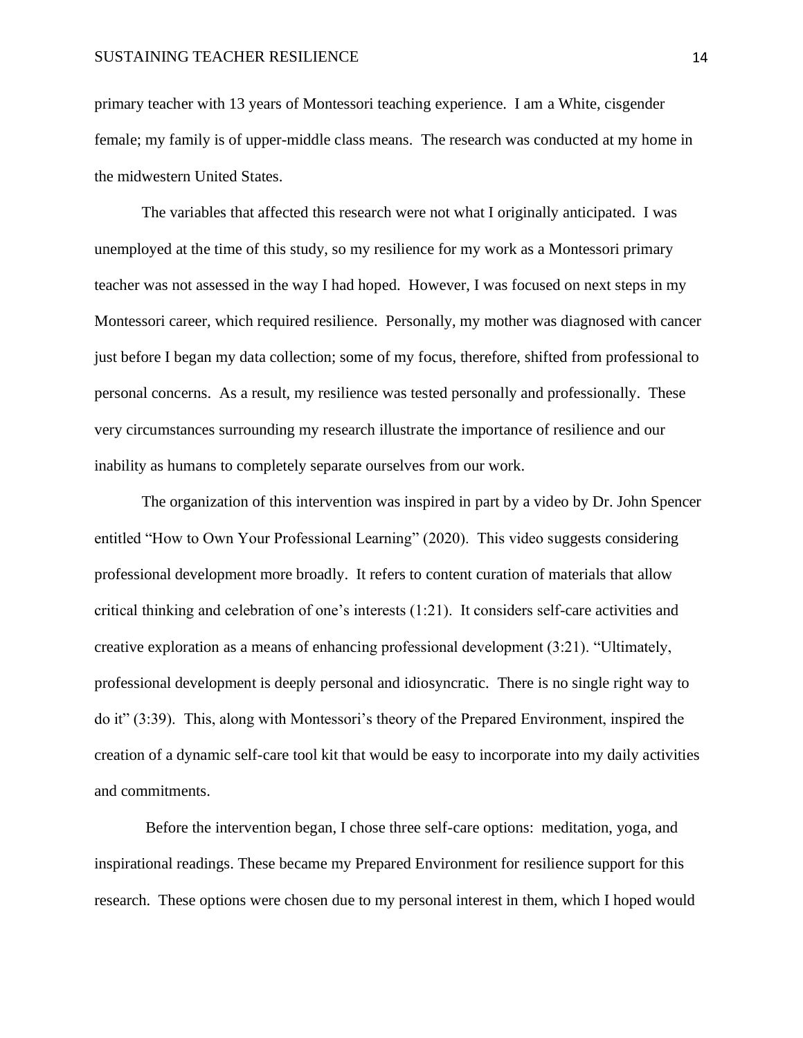primary teacher with 13 years of Montessori teaching experience. I am a White, cisgender female; my family is of upper-middle class means. The research was conducted at my home in the midwestern United States.

The variables that affected this research were not what I originally anticipated. I was unemployed at the time of this study, so my resilience for my work as a Montessori primary teacher was not assessed in the way I had hoped. However, I was focused on next steps in my Montessori career, which required resilience. Personally, my mother was diagnosed with cancer just before I began my data collection; some of my focus, therefore, shifted from professional to personal concerns. As a result, my resilience was tested personally and professionally. These very circumstances surrounding my research illustrate the importance of resilience and our inability as humans to completely separate ourselves from our work.

The organization of this intervention was inspired in part by a video by Dr. John Spencer entitled "How to Own Your Professional Learning" (2020). This video suggests considering professional development more broadly. It refers to content curation of materials that allow critical thinking and celebration of one's interests (1:21). It considers self-care activities and creative exploration as a means of enhancing professional development (3:21). "Ultimately, professional development is deeply personal and idiosyncratic. There is no single right way to do it" (3:39). This, along with Montessori's theory of the Prepared Environment, inspired the creation of a dynamic self-care tool kit that would be easy to incorporate into my daily activities and commitments.

Before the intervention began, I chose three self-care options: meditation, yoga, and inspirational readings. These became my Prepared Environment for resilience support for this research. These options were chosen due to my personal interest in them, which I hoped would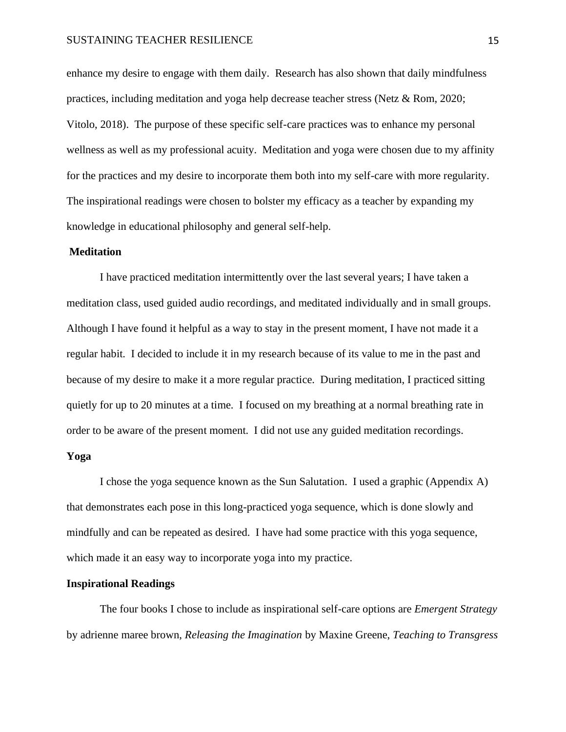enhance my desire to engage with them daily. Research has also shown that daily mindfulness practices, including meditation and yoga help decrease teacher stress (Netz & Rom, 2020; Vitolo, 2018). The purpose of these specific self-care practices was to enhance my personal wellness as well as my professional acuity. Meditation and yoga were chosen due to my affinity for the practices and my desire to incorporate them both into my self-care with more regularity. The inspirational readings were chosen to bolster my efficacy as a teacher by expanding my knowledge in educational philosophy and general self-help.

### Meditation

I have practiced meditation intermittently over the last several years; I have taken a meditation class, used guided audio recordings, and meditated individually and in small groups. Although I have found it helpful as a way to stay in the present moment, I have not made it a regular habit. I decided to include it in my research because of its value to me in the past and because of my desire to make it a more regular practice. During meditation, I practiced sitting quietly for up to 20 minutes at a time. I focused on my breathing at a normal breathing rate in order to be aware of the present moment. I did not use any guided meditation recordings.

### Yoga

I chose the yoga sequence known as the Sun Salutation. I used a graphic (Appendix A) that demonstrates each pose in this long-practiced yoga sequence, which is done slowly and mindfully and can be repeated as desired. I have had some practice with this yoga sequence, which made it an easy way to incorporate yoga into my practice.

### Inspirational Readings

The four books I chose to include as inspirational self-care options are *Emergent Strategy* by adrienne maree brown, *Releasing the Imagination* by Maxine Greene, *Teaching to Transgress*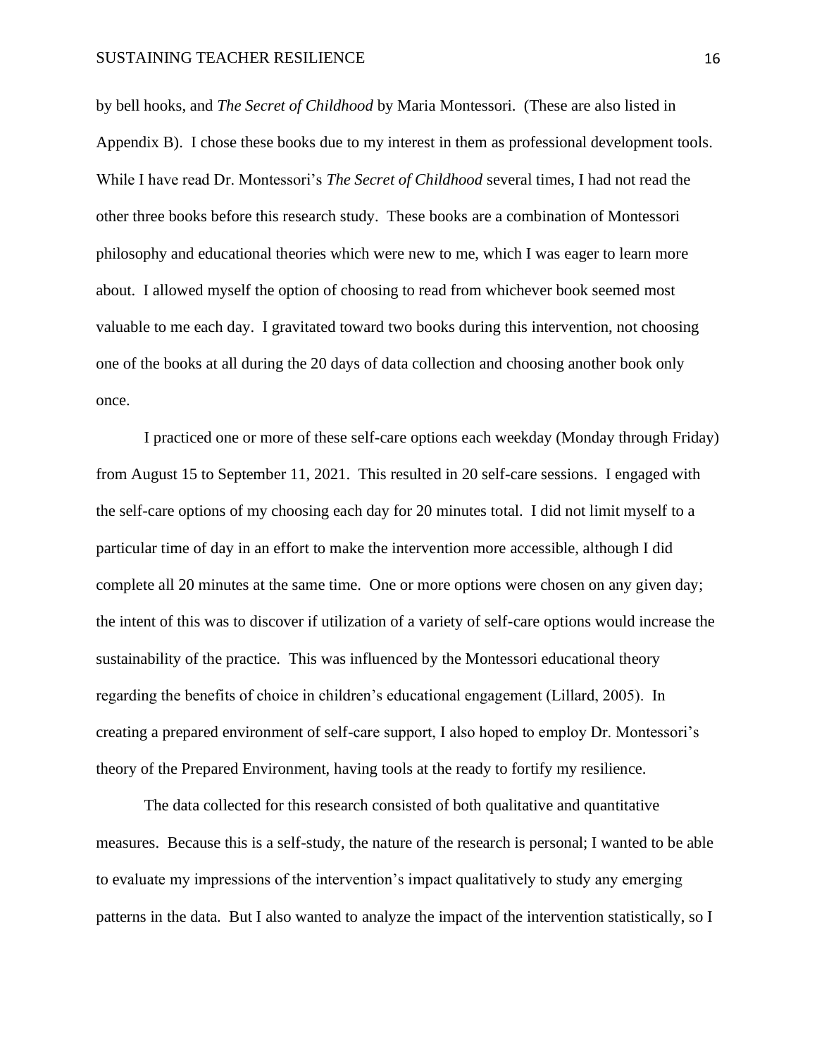by bell hooks, and *The Secret of Childhood* by Maria Montessori. (These are also listed in Appendix B). I chose these books due to my interest in them as professional development tools. While I have read Dr. Montessori's *The Secret of Childhood* several times, I had not read the other three books before this research study. These books are a combination of Montessori philosophy and educational theories which were new to me, which I was eager to learn more about. I allowed myself the option of choosing to read from whichever book seemed most valuable to me each day. I gravitated toward two books during this intervention, not choosing one of the books at all during the 20 days of data collection and choosing another book only once.

I practiced one or more of these self-care options each weekday (Monday through Friday) from August 15 to September 11, 2021. This resulted in 20 self-care sessions. I engaged with the self-care options of my choosing each day for 20 minutes total. I did not limit myself to a particular time of day in an effort to make the intervention more accessible, although I did complete all 20 minutes at the same time. One or more options were chosen on any given day; the intent of this was to discover if utilization of a variety of self-care options would increase the sustainability of the practice. This was influenced by the Montessori educational theory regarding the benefits of choice in children's educational engagement (Lillard, 2005). In creating a prepared environment of self-care support, I also hoped to employ Dr. Montessori's theory of the Prepared Environment, having tools at the ready to fortify my resilience.

The data collected for this research consisted of both qualitative and quantitative measures. Because this is a self-study, the nature of the research is personal; I wanted to be able to evaluate my impressions of the intervention's impact qualitatively to study any emerging patterns in the data. But I also wanted to analyze the impact of the intervention statistically, so I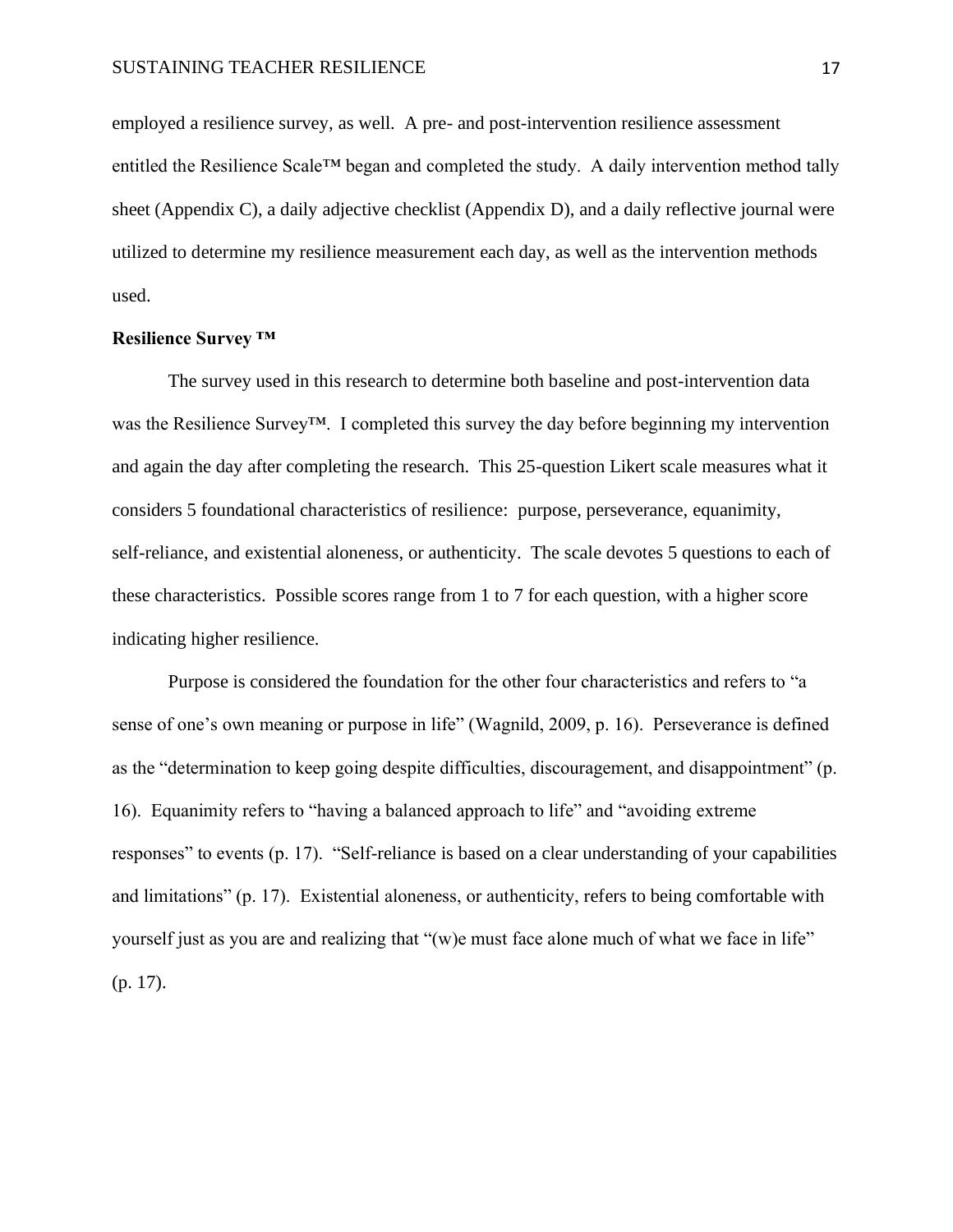employed a resilience survey, as well. A pre- and post-intervention resilience assessment entitled the Resilience Scale™ began and completed the study. A daily intervention method tally sheet (Appendix C), a daily adjective checklist (Appendix D), and a daily reflective journal were utilized to determine my resilience measurement each day, as well as the intervention methods used.

**Resilience Survey ™**

The survey used in this research to determine both baseline and post-intervention data was the Resilience Survey™. I completed this survey the day before beginning my intervention and again the day after completing the research. This 25-question Likert scale measures what it considers 5 foundational characteristics of resilience: purpose, perseverance, equanimity, self-reliance, and existential aloneness, or authenticity. The scale devotes 5 questions to each of these characteristics. Possible scores range from 1 to 7 for each question, with a higher score indicating higher resilience.

Purpose is considered the foundation for the other four characteristics and refers to "a sense of one's own meaning or purpose in life" (Wagnild, 2009, p. 16). Perseverance is defined as the "determination to keep going despite difficulties, discouragement, and disappointment" (p. 16). Equanimity refers to "having a balanced approach to life" and "avoiding extreme responses" to events (p. 17). "Self-reliance is based on a clear understanding of your capabilities and limitations" (p. 17). Existential aloneness, or authenticity, refers to being comfortable with yourself just as you are and realizing that "(w)e must face alone much of what we face in life" (p. 17).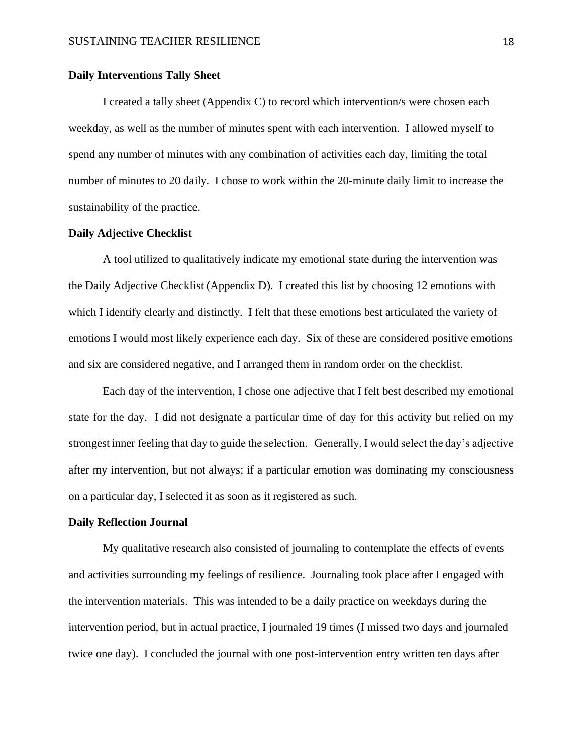### Daily Interventions Tally Sheet

I created a tally sheet (Appendix C) to record which intervention/s were chosen each weekday, as well as the number of minutes spent with each intervention. I allowed myself to spend any number of minutes with any combination of activities each day, limiting the total number of minutes to 20 daily. I chose to work within the 20-minute daily limit to increase the sustainability of the practice.

### Daily Adjective Checklist

A tool utilized to qualitatively indicate my emotional state during the intervention was the Daily Adjective Checklist (Appendix D). I created this list by choosing 12 emotions with which I identify clearly and distinctly. I felt that these emotions best articulated the variety of emotions I would most likely experience each day. Six of these are considered positive emotions and six are considered negative, and I arranged them in random order on the checklist.

Each day of the intervention, I chose one adjective that I felt best described my emotional state for the day. I did not designate a particular time of day for this activity but relied on my strongest inner feeling that day to guide the selection. Generally, I would select the day's adjective after my intervention, but not always; if a particular emotion was dominating my consciousness on a particular day, I selected it as soon as it registered as such.

### Daily Reflection Journal

My qualitative research also consisted of journaling to contemplate the effects of events and activities surrounding my feelings of resilience. Journaling took place after I engaged with the intervention materials. This was intended to be a daily practice on weekdays during the intervention period, but in actual practice, I journaled 19 times (I missed two days and journaled twice one day). I concluded the journal with one post-intervention entry written ten days after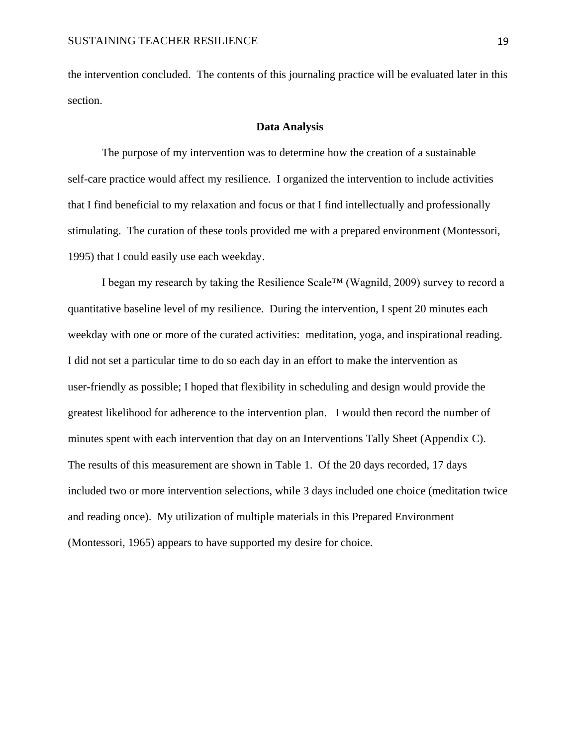the intervention concluded. The contents of this journaling practice will be evaluated later in this section.

## Data Analysis

The purpose of my intervention was to determine how the creation of a sustainable self-care practice would affect my resilience. I organized the intervention to include activities that I find beneficial to my relaxation and focus or that I find intellectually and professionally stimulating. The curation of these tools provided me with a prepared environment (Montessori, 1995) that I could easily use each weekday.

I began my research by taking the Resilience Scale™ (Wagnild, 2009) survey to record a quantitative baseline level of my resilience. During the intervention, I spent 20 minutes each weekday with one or more of the curated activities: meditation, yoga, and inspirational reading. I did not set a particular time to do so each day in an effort to make the intervention as user-friendly as possible; I hoped that flexibility in scheduling and design would provide the greatest likelihood for adherence to the intervention plan. I would then record the number of minutes spent with each intervention that day on an Interventions Tally Sheet (Appendix C). The results of this measurement are shown in Table 1. Of the 20 days recorded, 17 days included two or more intervention selections, while 3 days included one choice (meditation twice and reading once). My utilization of multiple materials in this Prepared Environment (Montessori, 1965) appears to have supported my desire for choice.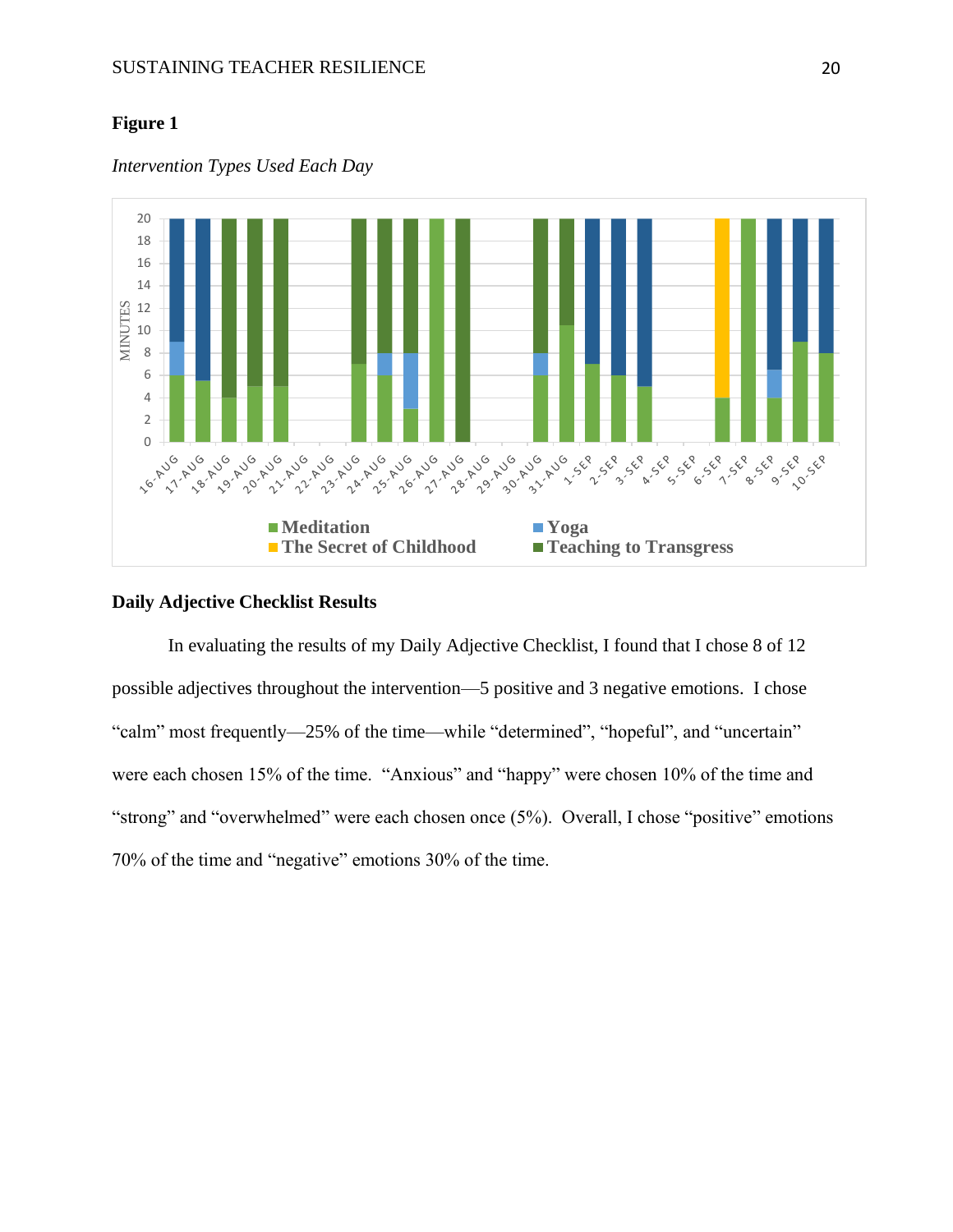**Figure 1**

*Intervention Types Used Each Day*

**Daily Adjective Checklist Results**

In evaluating the results of my Daily Adjective Checklist, I found that I chose 8 of 12 possible adjectives throughout the intervention—5 positive and 3 negative emotions. I chose "calm" most frequently—25% of the time—while "determined", "hopeful", and "uncertain" were each chosen 15% of the time. "Anxious" and "happy" were chosen 10% of the time and "strong" and "overwhelmed" were each chosen once (5%). Overall, I chose "positive" emotions 70% of the time and "negative" emotions 30% of the time.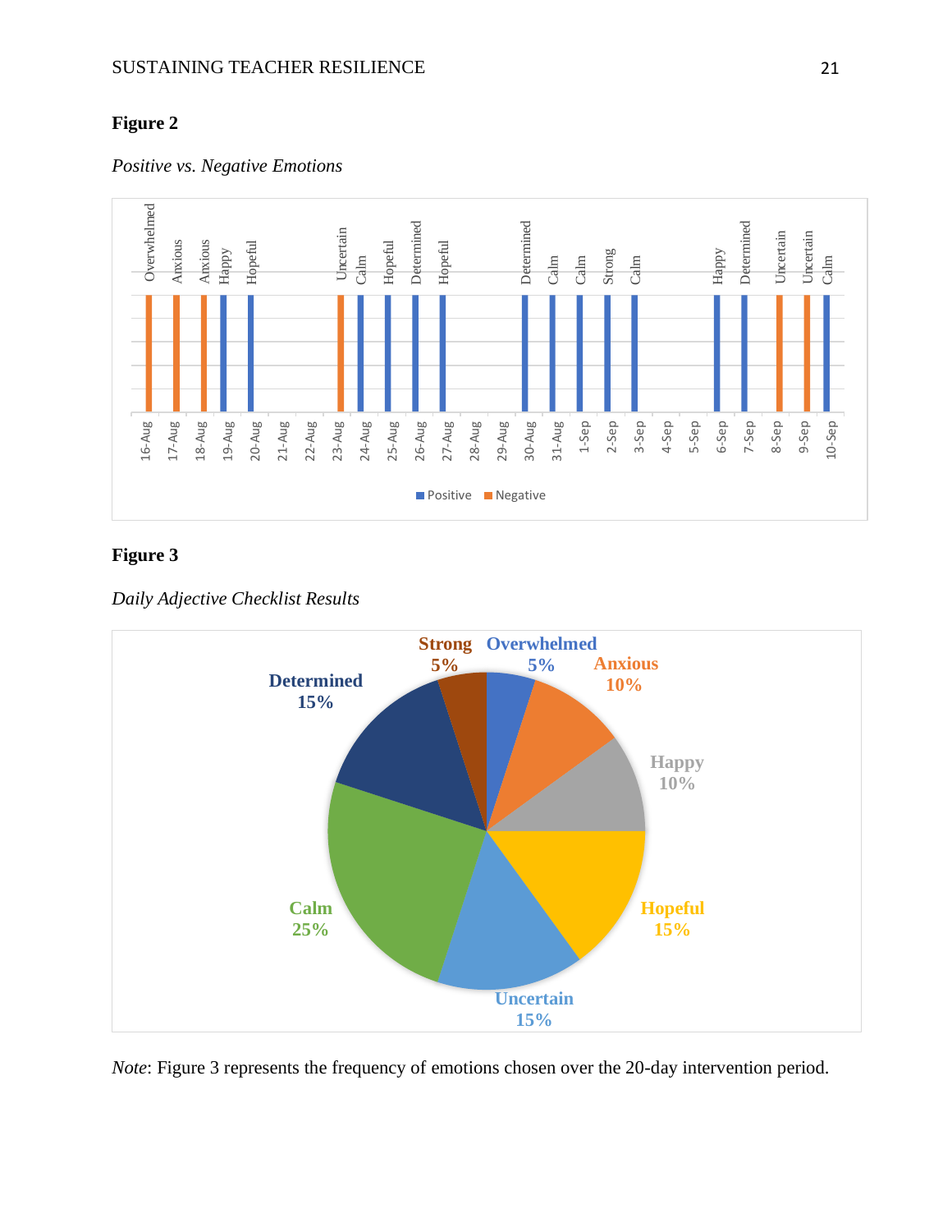**Figure 2**

*Positive vs. Negative Emotions*

**Figure 3**

*Daily Adjective Checklist Results*

*Note*: Figure 3 represents the frequency of emotions chosen over the 20-day intervention period.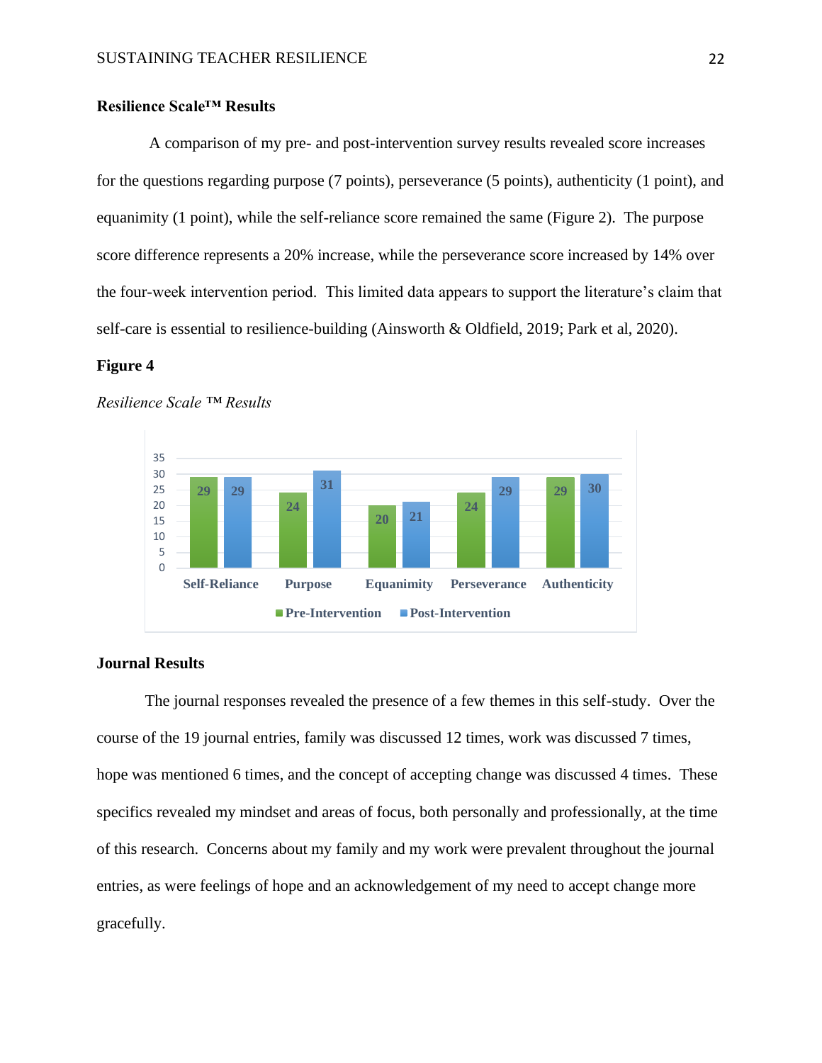**Resilience Scale™ Results**

A comparison of my pre- and post-intervention survey results revealed score increases for the questions regarding purpose (7 points), perseverance (5 points), authenticity (1 point), and equanimity (1 point), while the self-reliance score remained the same (Figure 2). The purpose score difference represents a 20% increase, while the perseverance score increased by 14% over the four-week intervention period. This limited data appears to support the literature's claim that self-care is essential to resilience-building (Ainsworth & Oldfield, 2019; Park et al, 2020).

**Figure 4**

*Resilience Scale ™ Results*

| | Self-Reliance | Purpose | Equanimity | Perseverance | Authenticity |
|---|---|---|---|---|---|
| Pre-Intervention | 29 | 24 | 20 | 24 | 29 |
| Post-Intervention | 29 | 31 | 21 | 29 | 30 |

**Journal Results**

The journal responses revealed the presence of a few themes in this self-study. Over the course of the 19 journal entries, family was discussed 12 times, work was discussed 7 times, hope was mentioned 6 times, and the concept of accepting change was discussed 4 times. These specifics revealed my mindset and areas of focus, both personally and professionally, at the time of this research. Concerns about my family and my work were prevalent throughout the journal entries, as were feelings of hope and an acknowledgement of my need to accept change more gracefully.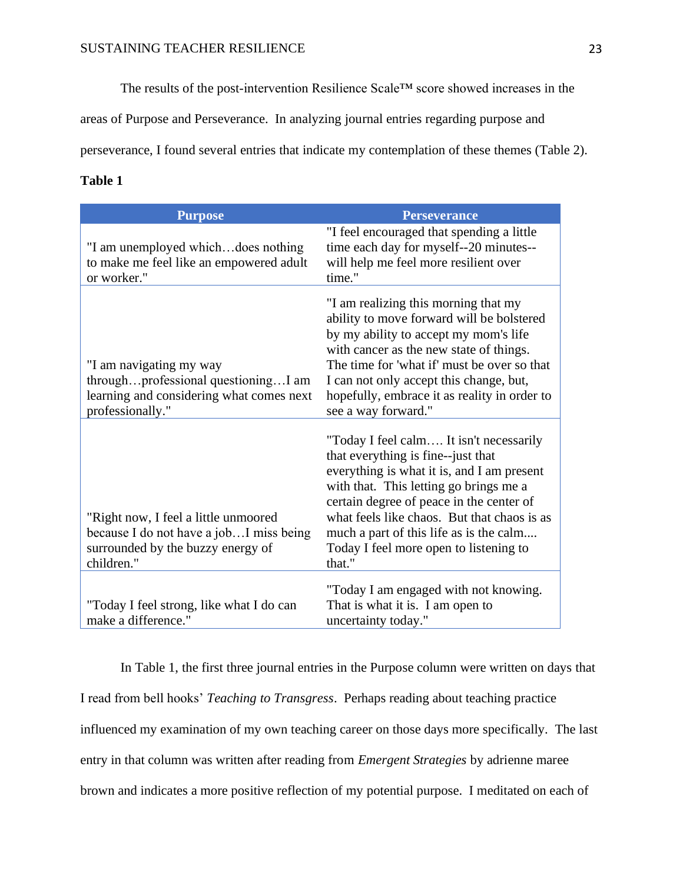The results of the post-intervention Resilience Scale™ score showed increases in the areas of Purpose and Perseverance. In analyzing journal entries regarding purpose and perseverance, I found several entries that indicate my contemplation of these themes (Table 2).

**Table 1**

| Purpose | Perseverance |
|---|---|
| "I am unemployed which…does nothing to make me feel like an empowered adult or worker." | "I feel encouraged that spending a little time each day for myself--20 minutes--will help me feel more resilient over time." |
| "I am navigating my way through…professional questioning…I am learning and considering what comes next professionally." | "I am realizing this morning that my ability to move forward will be bolstered by my ability to accept my mom's life with cancer as the new state of things. The time for 'what if' must be over so that I can not only accept this change, but, hopefully, embrace it as reality in order to see a way forward." |
| "Right now, I feel a little unmoored because I do not have a job…I miss being surrounded by the buzzy energy of children." | "Today I feel calm…. It isn't necessarily that everything is fine--just that everything is what it is, and I am present with that. This letting go brings me a certain degree of peace in the center of what feels like chaos. But that chaos is as much a part of this life as is the calm.... Today I feel more open to listening to that." |
| "Today I feel strong, like what I do can make a difference." | "Today I am engaged with not knowing. That is what it is. I am open to uncertainty today." |

In Table 1, the first three journal entries in the Purpose column were written on days that I read from bell hooks' *Teaching to Transgress*. Perhaps reading about teaching practice influenced my examination of my own teaching career on those days more specifically. The last entry in that column was written after reading from *Emergent Strategies* by adrienne maree brown and indicates a more positive reflection of my potential purpose. I meditated on each of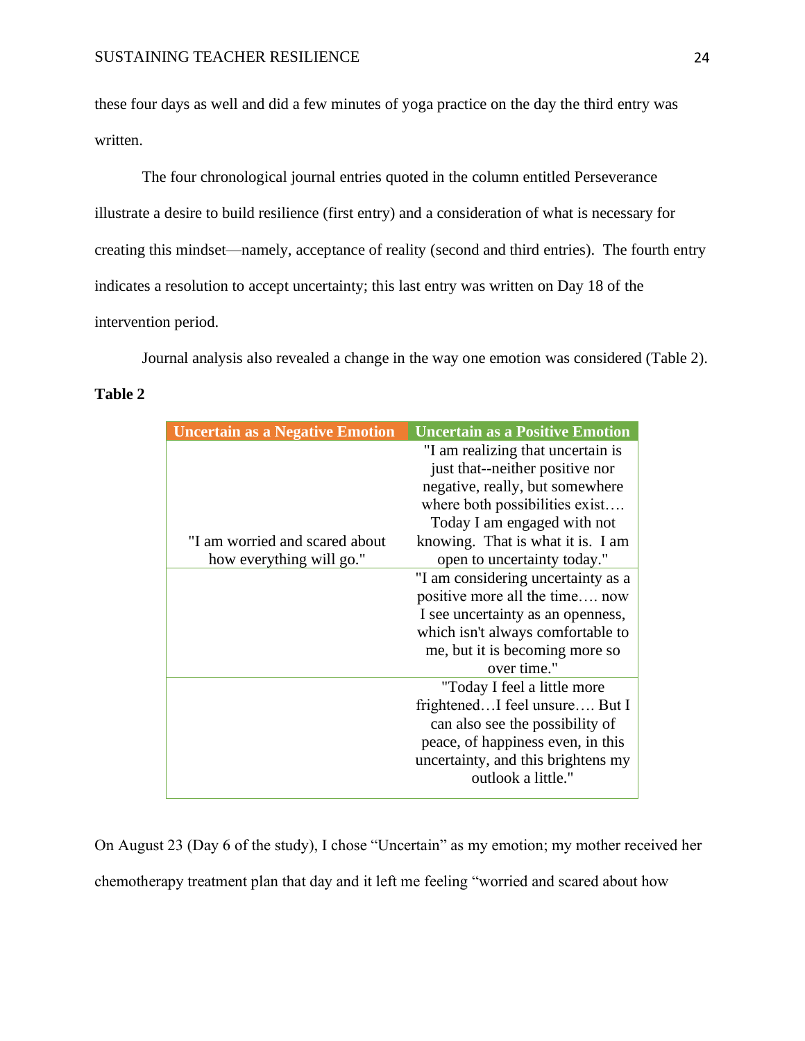these four days as well and did a few minutes of yoga practice on the day the third entry was written.

The four chronological journal entries quoted in the column entitled Perseverance illustrate a desire to build resilience (first entry) and a consideration of what is necessary for creating this mindset—namely, acceptance of reality (second and third entries). The fourth entry indicates a resolution to accept uncertainty; this last entry was written on Day 18 of the intervention period.

Journal analysis also revealed a change in the way one emotion was considered (Table 2).

**Table 2**

| Uncertain as a Negative Emotion | Uncertain as a Positive Emotion |
| --- | --- |
| "I am worried and scared about how everything will go." | "I am realizing that uncertain is just that--neither positive nor negative, really, but somewhere where both possibilities exist…. Today I am engaged with not knowing. That is what it is. I am open to uncertainty today." |
| | "I am considering uncertainty as a positive more all the time…. now I see uncertainty as an openness, which isn't always comfortable to me, but it is becoming more so over time." |
| | "Today I feel a little more frightened…I feel unsure…. But I can also see the possibility of peace, of happiness even, in this uncertainty, and this brightens my outlook a little." |

On August 23 (Day 6 of the study), I chose "Uncertain" as my emotion; my mother received her chemotherapy treatment plan that day and it left me feeling "worried and scared about how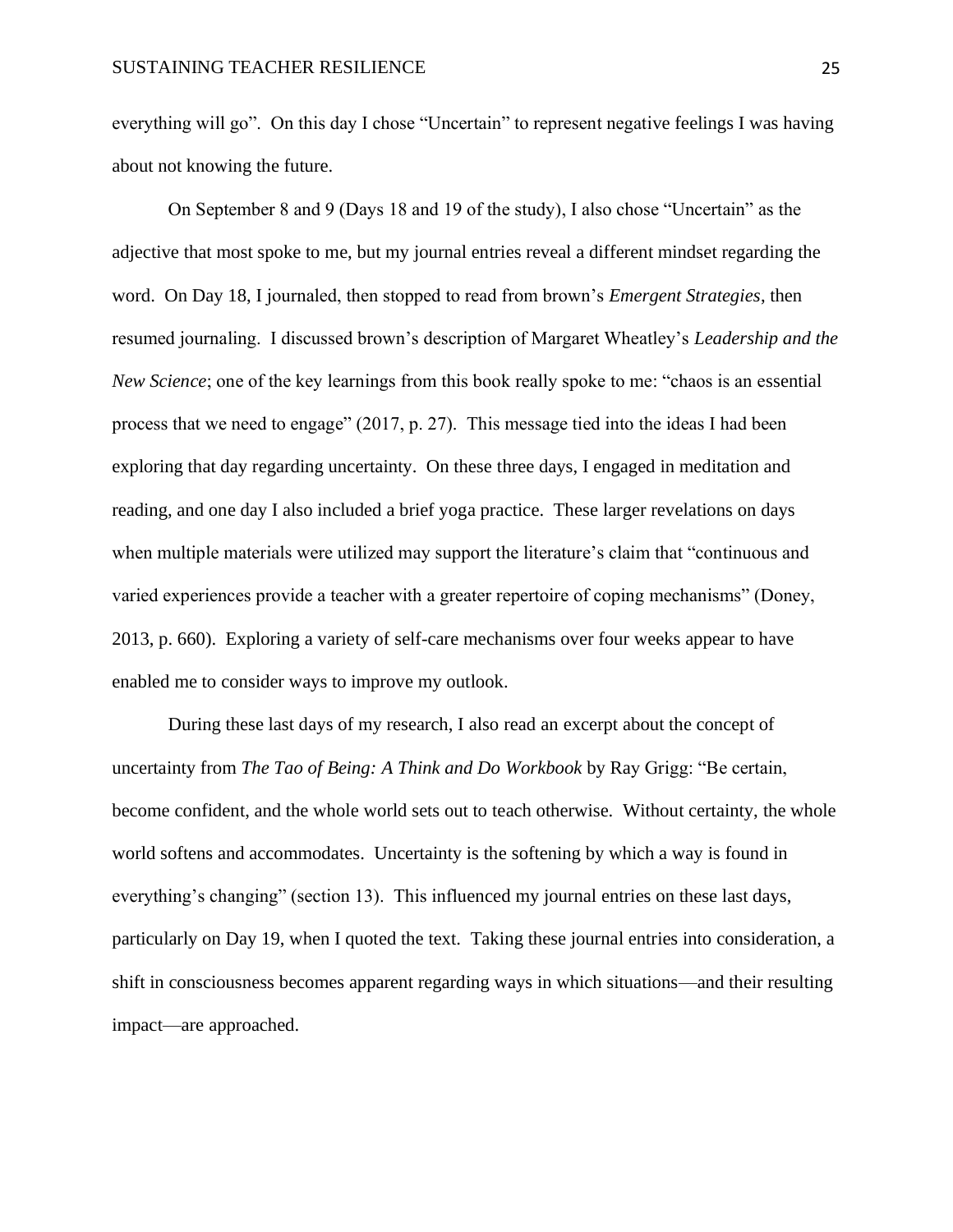everything will go". On this day I chose "Uncertain" to represent negative feelings I was having about not knowing the future.

On September 8 and 9 (Days 18 and 19 of the study), I also chose "Uncertain" as the adjective that most spoke to me, but my journal entries reveal a different mindset regarding the word. On Day 18, I journaled, then stopped to read from brown's *Emergent Strategies*, then resumed journaling. I discussed brown's description of Margaret Wheatley's *Leadership and the New Science*; one of the key learnings from this book really spoke to me: "chaos is an essential process that we need to engage" (2017, p. 27). This message tied into the ideas I had been exploring that day regarding uncertainty. On these three days, I engaged in meditation and reading, and one day I also included a brief yoga practice. These larger revelations on days when multiple materials were utilized may support the literature's claim that "continuous and varied experiences provide a teacher with a greater repertoire of coping mechanisms" (Doney, 2013, p. 660). Exploring a variety of self-care mechanisms over four weeks appear to have enabled me to consider ways to improve my outlook.

During these last days of my research, I also read an excerpt about the concept of uncertainty from *The Tao of Being: A Think and Do Workbook* by Ray Grigg: "Be certain, become confident, and the whole world sets out to teach otherwise. Without certainty, the whole world softens and accommodates. Uncertainty is the softening by which a way is found in everything's changing" (section 13). This influenced my journal entries on these last days, particularly on Day 19, when I quoted the text. Taking these journal entries into consideration, a shift in consciousness becomes apparent regarding ways in which situations—and their resulting impact—are approached.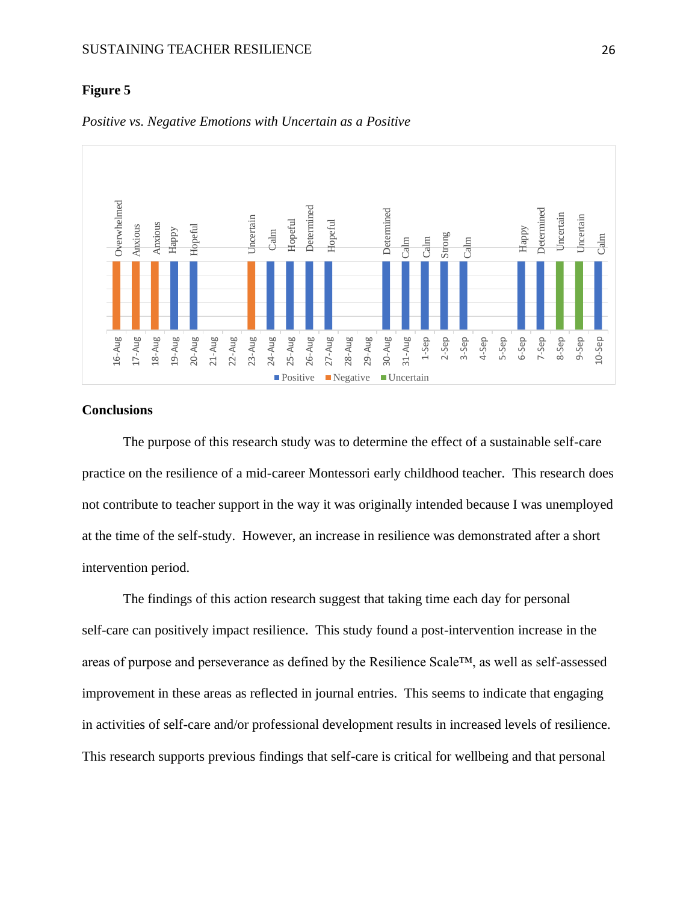**Figure 5**

*Positive vs. Negative Emotions with Uncertain as a Positive*

| Date | Emotion | Category |
|---|---|---|
| 16-Aug | Overwhelmed | Negative |
| 17-Aug | Anxious | Negative |
| 18-Aug | Anxious | Negative |
| 19-Aug | Happy | Positive |
| 20-Aug | Hopeful | Positive |
| 21-Aug | | |
| 22-Aug | | |
| 23-Aug | Uncertain | Negative |
| 24-Aug | Calm | Positive |
| 25-Aug | Hopeful | Positive |
| 26-Aug | Determined | Positive |
| 27-Aug | Hopeful | Positive |
| 28-Aug | | |
| 29-Aug | | |
| 30-Aug | Determined | Positive |
| 31-Aug | Calm | Positive |
| 1-Sep | Calm | Positive |
| 2-Sep | Strong | Positive |
| 3-Sep | Calm | Positive |
| 4-Sep | | |
| 5-Sep | | |
| 6-Sep | Happy | Positive |
| 7-Sep | Determined | Positive |
| 8-Sep | Uncertain | Uncertain |
| 9-Sep | Uncertain | Uncertain |
| 10-Sep | Calm | Positive |

## Conclusions

The purpose of this research study was to determine the effect of a sustainable self-care practice on the resilience of a mid-career Montessori early childhood teacher. This research does not contribute to teacher support in the way it was originally intended because I was unemployed at the time of the self-study. However, an increase in resilience was demonstrated after a short intervention period.

The findings of this action research suggest that taking time each day for personal self-care can positively impact resilience. This study found a post-intervention increase in the areas of purpose and perseverance as defined by the Resilience Scale™, as well as self-assessed improvement in these areas as reflected in journal entries. This seems to indicate that engaging in activities of self-care and/or professional development results in increased levels of resilience. This research supports previous findings that self-care is critical for wellbeing and that personal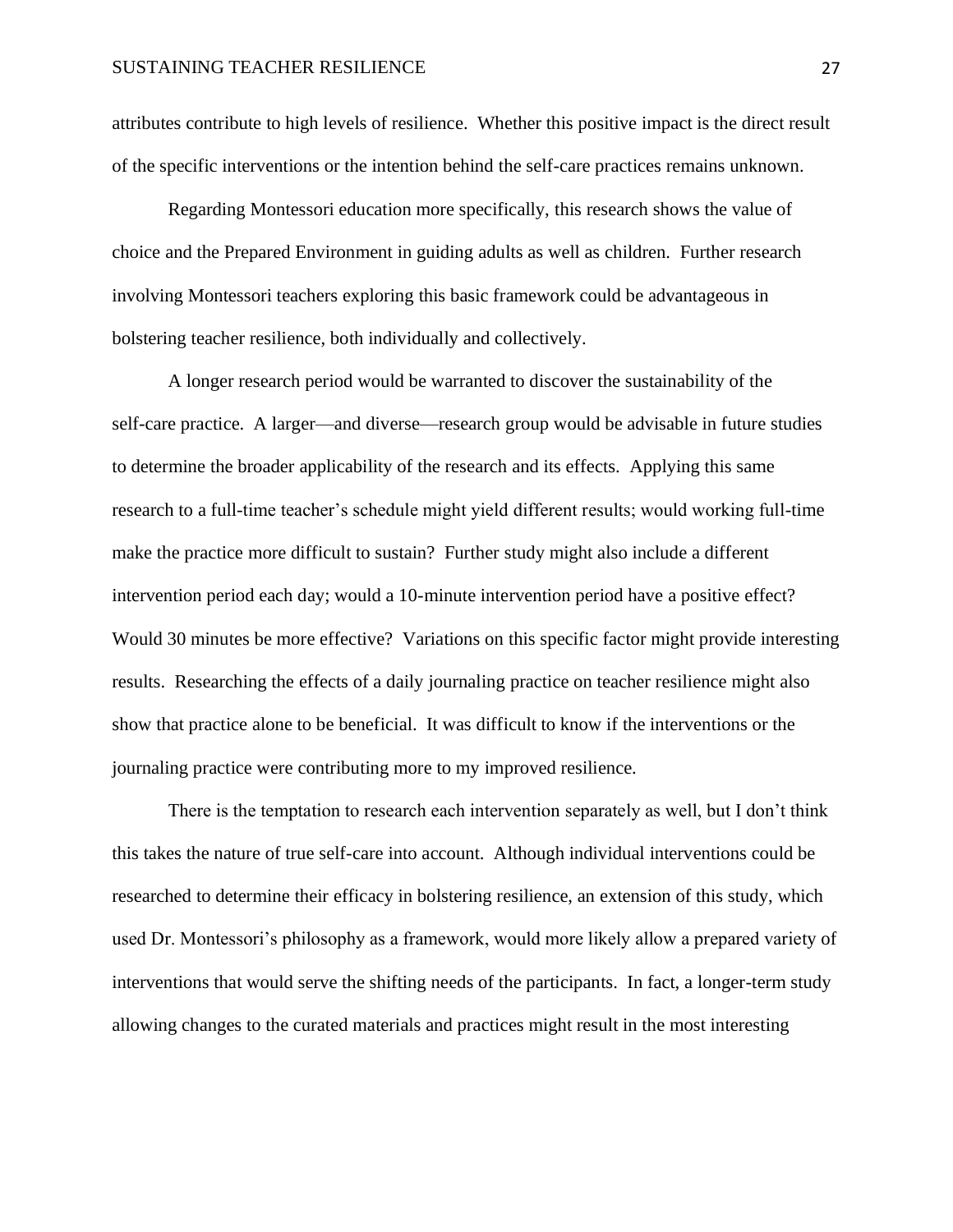attributes contribute to high levels of resilience. Whether this positive impact is the direct result of the specific interventions or the intention behind the self-care practices remains unknown.

Regarding Montessori education more specifically, this research shows the value of choice and the Prepared Environment in guiding adults as well as children. Further research involving Montessori teachers exploring this basic framework could be advantageous in bolstering teacher resilience, both individually and collectively.

A longer research period would be warranted to discover the sustainability of the self-care practice. A larger—and diverse—research group would be advisable in future studies to determine the broader applicability of the research and its effects. Applying this same research to a full-time teacher's schedule might yield different results; would working full-time make the practice more difficult to sustain? Further study might also include a different intervention period each day; would a 10-minute intervention period have a positive effect? Would 30 minutes be more effective? Variations on this specific factor might provide interesting results. Researching the effects of a daily journaling practice on teacher resilience might also show that practice alone to be beneficial. It was difficult to know if the interventions or the journaling practice were contributing more to my improved resilience.

There is the temptation to research each intervention separately as well, but I don't think this takes the nature of true self-care into account. Although individual interventions could be researched to determine their efficacy in bolstering resilience, an extension of this study, which used Dr. Montessori's philosophy as a framework, would more likely allow a prepared variety of interventions that would serve the shifting needs of the participants. In fact, a longer-term study allowing changes to the curated materials and practices might result in the most interesting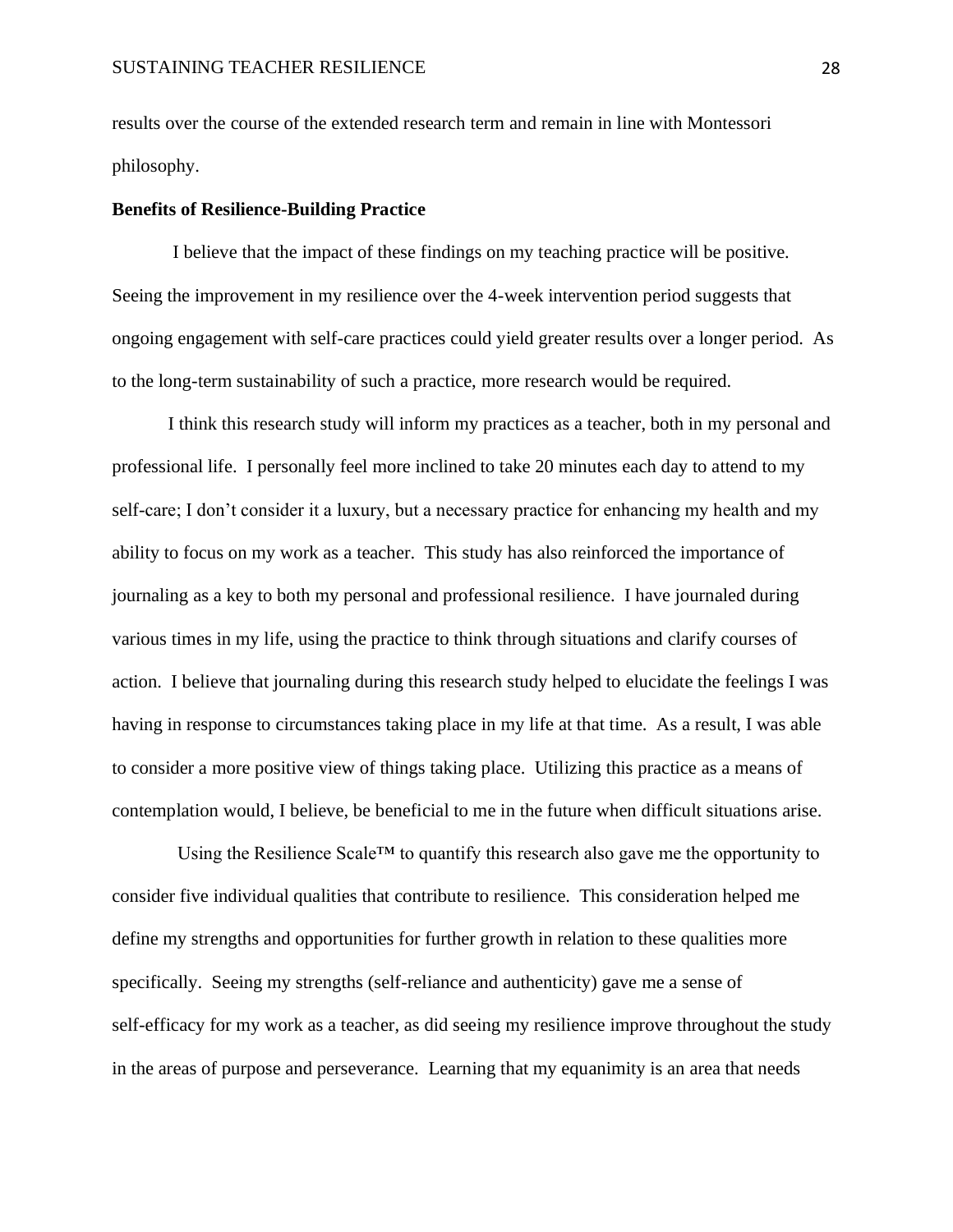results over the course of the extended research term and remain in line with Montessori philosophy.

**Benefits of Resilience-Building Practice**

I believe that the impact of these findings on my teaching practice will be positive. Seeing the improvement in my resilience over the 4-week intervention period suggests that ongoing engagement with self-care practices could yield greater results over a longer period. As to the long-term sustainability of such a practice, more research would be required.

I think this research study will inform my practices as a teacher, both in my personal and professional life. I personally feel more inclined to take 20 minutes each day to attend to my self-care; I don't consider it a luxury, but a necessary practice for enhancing my health and my ability to focus on my work as a teacher. This study has also reinforced the importance of journaling as a key to both my personal and professional resilience. I have journaled during various times in my life, using the practice to think through situations and clarify courses of action. I believe that journaling during this research study helped to elucidate the feelings I was having in response to circumstances taking place in my life at that time. As a result, I was able to consider a more positive view of things taking place. Utilizing this practice as a means of contemplation would, I believe, be beneficial to me in the future when difficult situations arise.

Using the Resilience Scale™ to quantify this research also gave me the opportunity to consider five individual qualities that contribute to resilience. This consideration helped me define my strengths and opportunities for further growth in relation to these qualities more specifically. Seeing my strengths (self-reliance and authenticity) gave me a sense of self-efficacy for my work as a teacher, as did seeing my resilience improve throughout the study in the areas of purpose and perseverance. Learning that my equanimity is an area that needs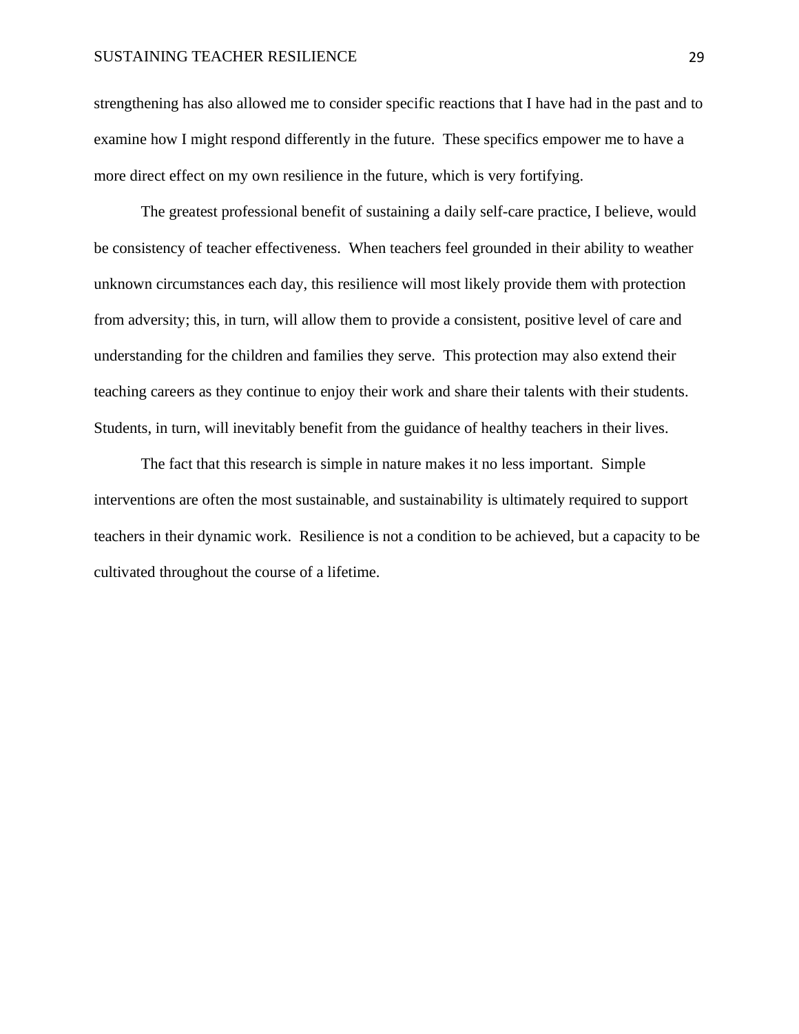strengthening has also allowed me to consider specific reactions that I have had in the past and to examine how I might respond differently in the future. These specifics empower me to have a more direct effect on my own resilience in the future, which is very fortifying.

The greatest professional benefit of sustaining a daily self-care practice, I believe, would be consistency of teacher effectiveness. When teachers feel grounded in their ability to weather unknown circumstances each day, this resilience will most likely provide them with protection from adversity; this, in turn, will allow them to provide a consistent, positive level of care and understanding for the children and families they serve. This protection may also extend their teaching careers as they continue to enjoy their work and share their talents with their students. Students, in turn, will inevitably benefit from the guidance of healthy teachers in their lives.

The fact that this research is simple in nature makes it no less important. Simple interventions are often the most sustainable, and sustainability is ultimately required to support teachers in their dynamic work. Resilience is not a condition to be achieved, but a capacity to be cultivated throughout the course of a lifetime.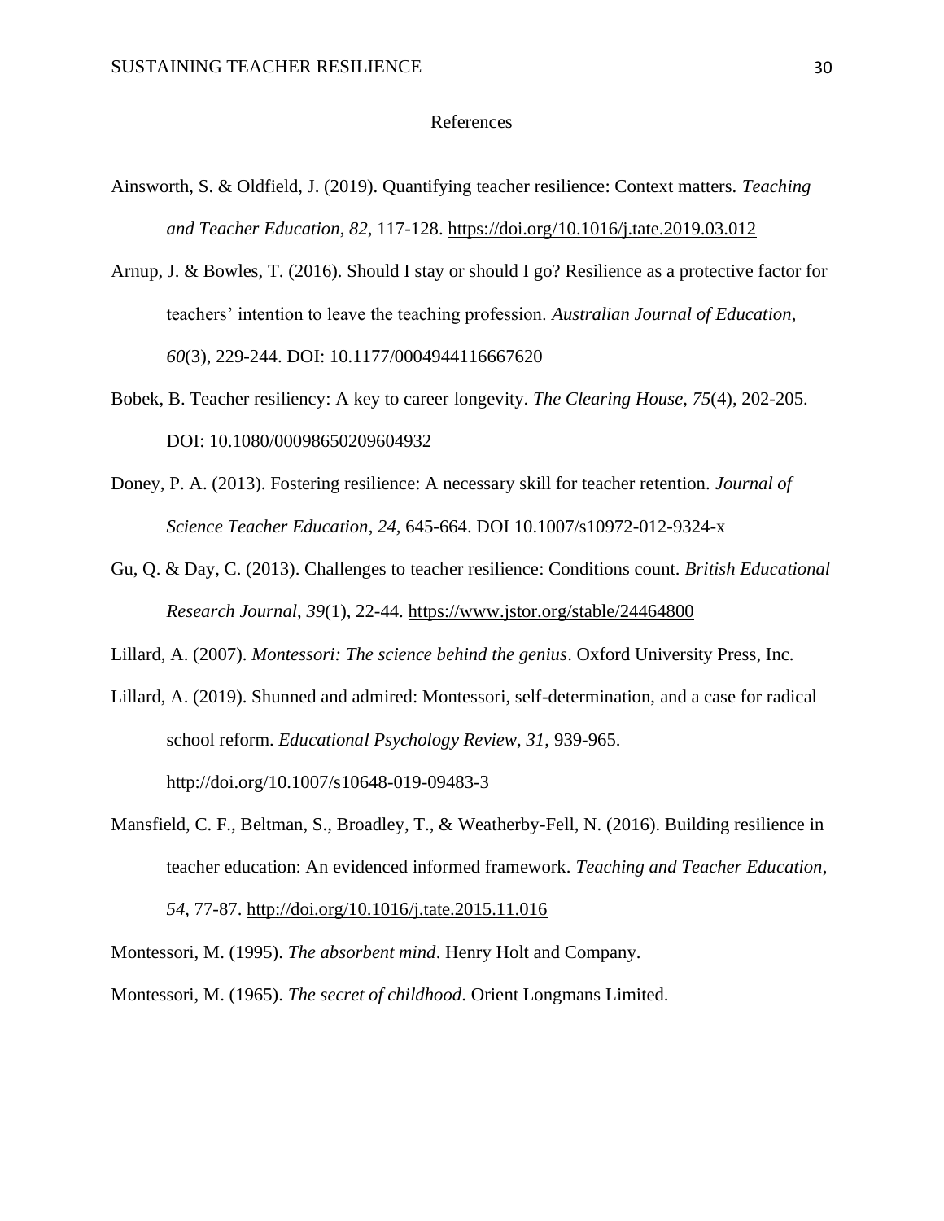# References

Ainsworth, S. & Oldfield, J. (2019). Quantifying teacher resilience: Context matters. *Teaching and Teacher Education*, *82*, 117-128. https://doi.org/10.1016/j.tate.2019.03.012

Arnup, J. & Bowles, T. (2016). Should I stay or should I go? Resilience as a protective factor for teachers' intention to leave the teaching profession. *Australian Journal of Education*, *60*(3), 229-244. DOI: 10.1177/0004944116667620

Bobek, B. Teacher resiliency: A key to career longevity. *The Clearing House*, *75*(4), 202-205. DOI: 10.1080/00098650209604932

Doney, P. A. (2013). Fostering resilience: A necessary skill for teacher retention. *Journal of Science Teacher Education*, *24,* 645-664. DOI 10.1007/s10972-012-9324-x

Gu, Q. & Day, C. (2013). Challenges to teacher resilience: Conditions count. *British Educational Research Journal*, *39*(1), 22-44. https://www.jstor.org/stable/24464800

Lillard, A. (2007). *Montessori: The science behind the genius*. Oxford University Press, Inc.

Lillard, A. (2019). Shunned and admired: Montessori, self-determination, and a case for radical school reform. *Educational Psychology Review*, *31*, 939-965. http://doi.org/10.1007/s10648-019-09483-3

Mansfield, C. F., Beltman, S., Broadley, T., & Weatherby-Fell, N. (2016). Building resilience in teacher education: An evidenced informed framework. *Teaching and Teacher Education*, *54*, 77-87. http://doi.org/10.1016/j.tate.2015.11.016

Montessori, M. (1995). *The absorbent mind*. Henry Holt and Company.

Montessori, M. (1965). *The secret of childhood*. Orient Longmans Limited.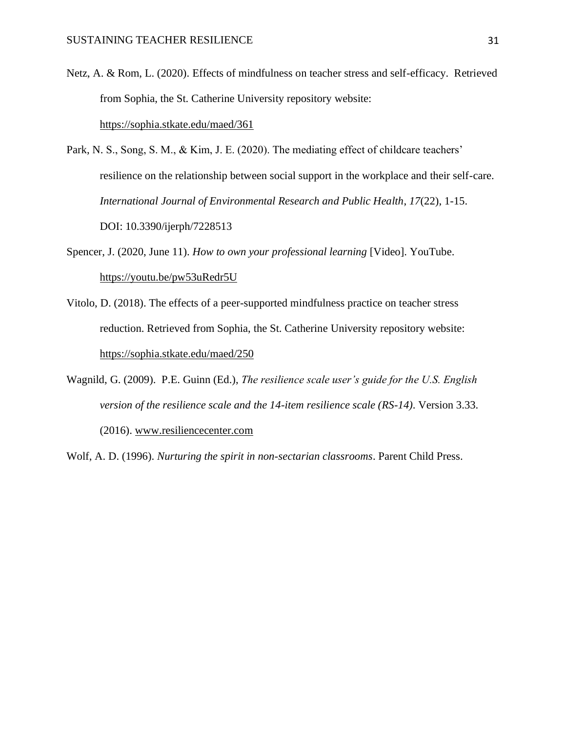Netz, A. & Rom, L. (2020). Effects of mindfulness on teacher stress and self-efficacy. Retrieved from Sophia, the St. Catherine University repository website: https://sophia.stkate.edu/maed/361

Park, N. S., Song, S. M., & Kim, J. E. (2020). The mediating effect of childcare teachers' resilience on the relationship between social support in the workplace and their self-care. *International Journal of Environmental Research and Public Health*, *17*(22), 1-15. DOI: 10.3390/ijerph/7228513

Spencer, J. (2020, June 11). *How to own your professional learning* [Video]. YouTube. https://youtu.be/pw53uRedr5U

Vitolo, D. (2018). The effects of a peer-supported mindfulness practice on teacher stress reduction. Retrieved from Sophia, the St. Catherine University repository website: https://sophia.stkate.edu/maed/250

Wagnild, G. (2009). P.E. Guinn (Ed.), *The resilience scale user's guide for the U.S. English version of the resilience scale and the 14-item resilience scale (RS-14)*. Version 3.33. (2016). www.resiliencecenter.com

Wolf, A. D. (1996). *Nurturing the spirit in non-sectarian classrooms*. Parent Child Press.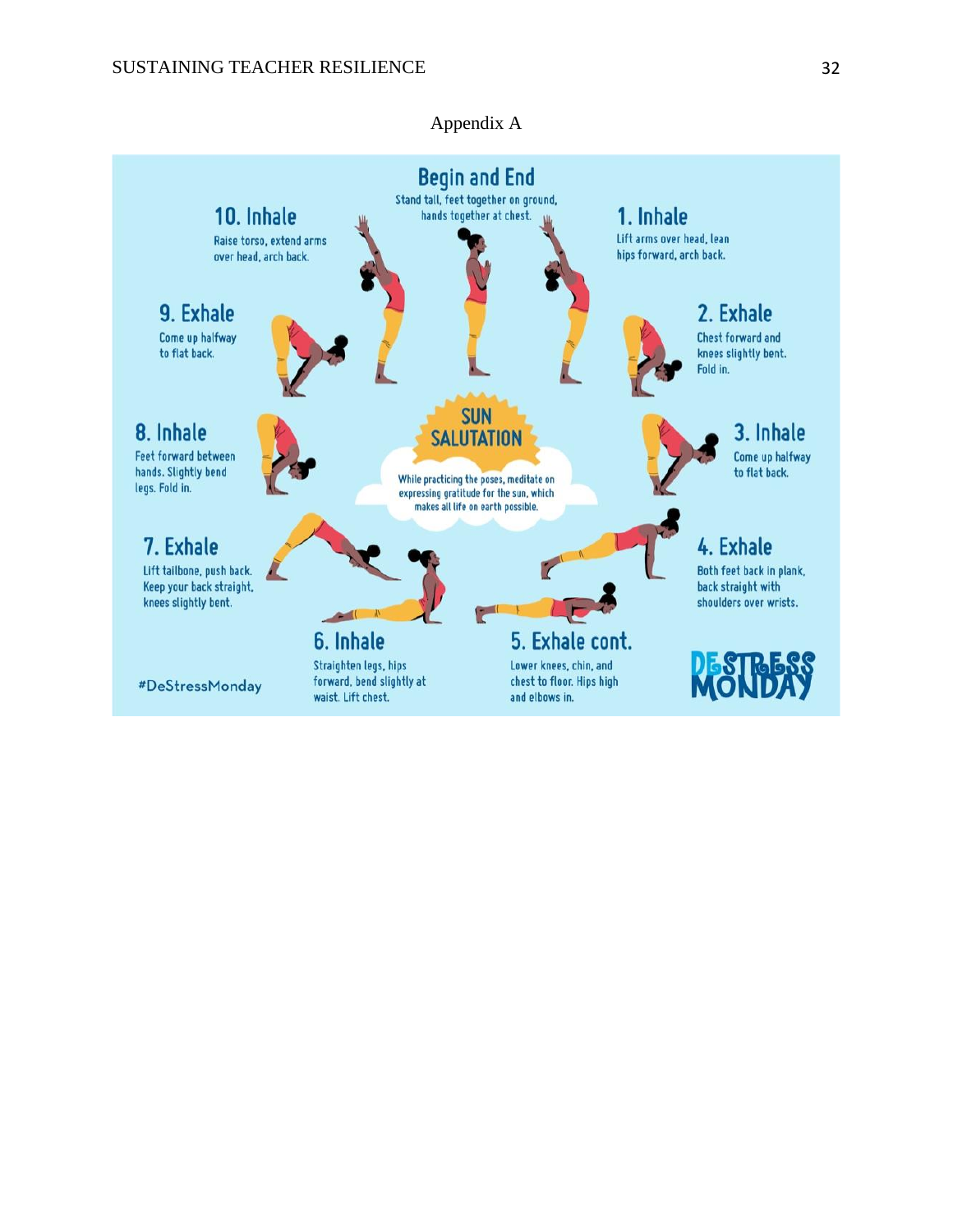## Appendix A

# Begin and End

Stand tall, feet together on ground, hands together at chest.

### 1. Inhale

Lift arms over head, lean hips forward, arch back.

### 2. Exhale

Chest forward and knees slightly bent. Fold in.

### 3. Inhale

Come up halfway to flat back.

### 4. Exhale

Both feet back in plank, back straight with shoulders over wrists.

### 5. Exhale cont.

Lower knees, chin, and chest to floor. Hips high and elbows in.

### 6. Inhale

Straighten legs, hips forward, bend slightly at waist. Lift chest.

### 7. Exhale

Lift tailbone, push back. Keep your back straight, knees slightly bent.

### 8. Inhale

Feet forward between hands. Slightly bend legs. Fold in.

### 9. Exhale

Come up halfway to flat back.

### 10. Inhale

Raise torso, extend arms over head, arch back.

## SUN SALUTATION

While practicing the poses, meditate on expressing gratitude for the sun, which makes all life on earth possible.

#DeStressMonday

DESTRESS MONDAY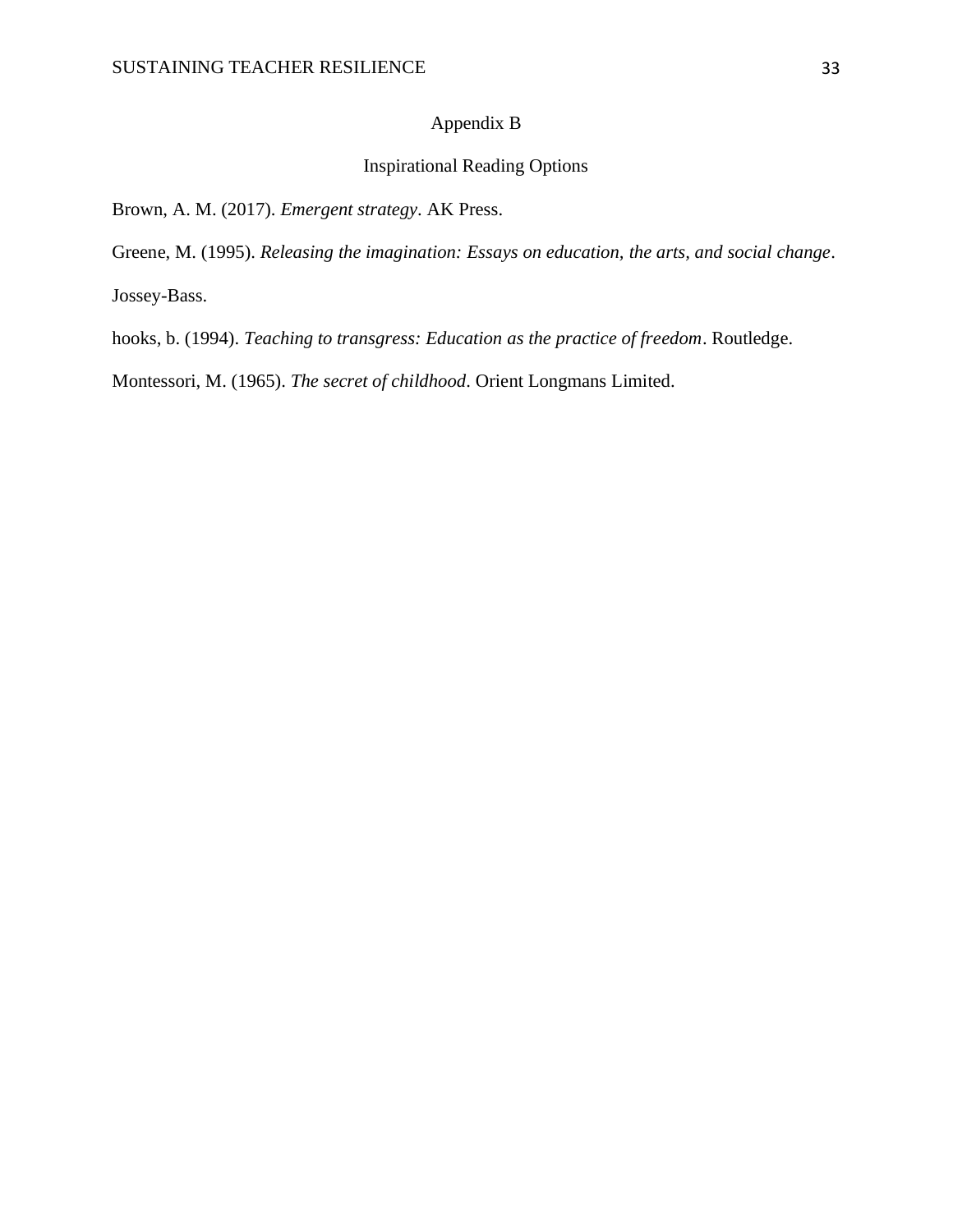# Appendix B

## Inspirational Reading Options

Brown, A. M. (2017). *Emergent strategy*. AK Press.

Greene, M. (1995). *Releasing the imagination: Essays on education, the arts, and social change*. Jossey-Bass.

hooks, b. (1994). *Teaching to transgress: Education as the practice of freedom*. Routledge.

Montessori, M. (1965). *The secret of childhood*. Orient Longmans Limited.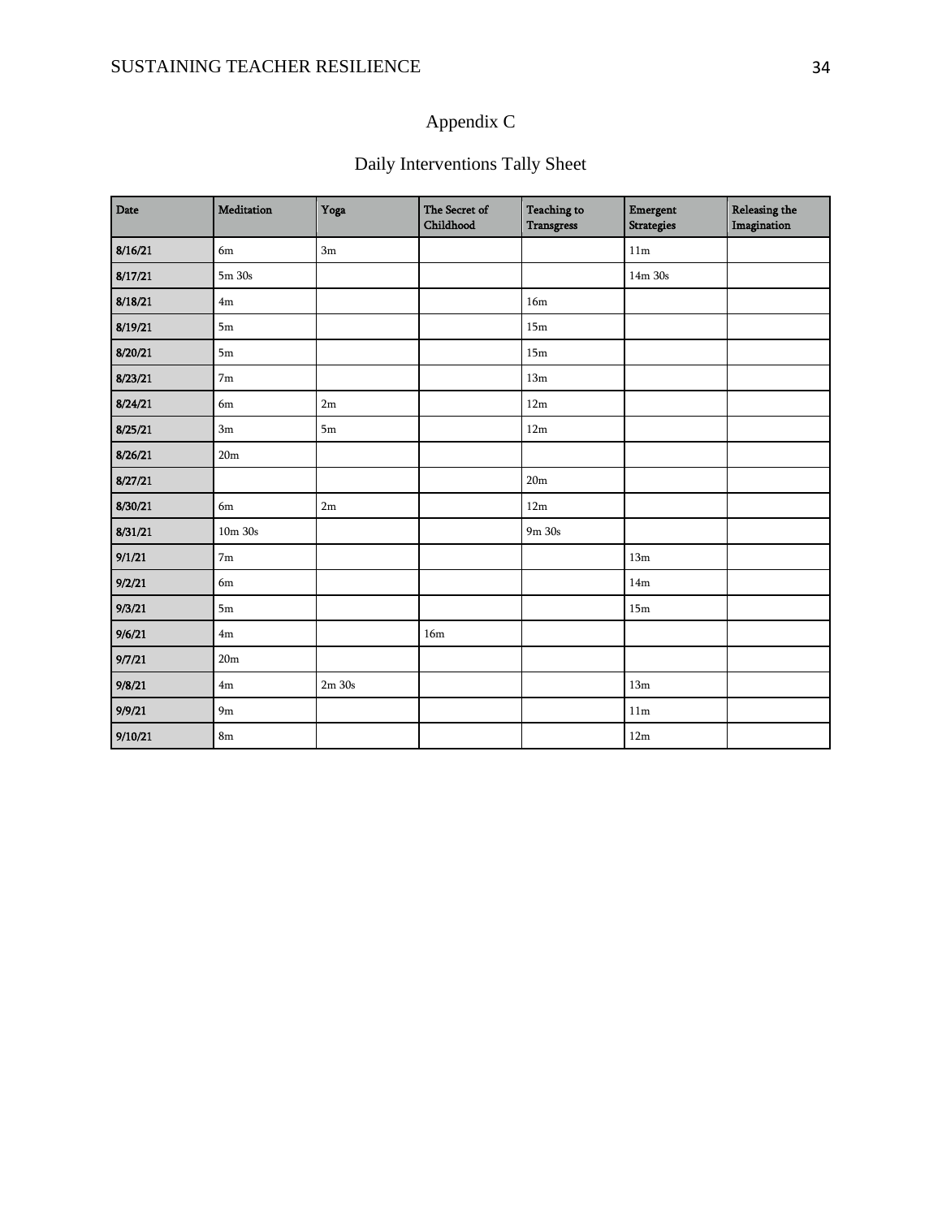# Appendix C

## Daily Interventions Tally Sheet

| Date | Meditation | Yoga | The Secret of Childhood | Teaching to Transgress | Emergent Strategies | Releasing the Imagination |
|---|---|---|---|---|---|---|
| 8/16/21 | 6m | 3m | | | 11m | |
| 8/17/21 | 5m 30s | | | | 14m 30s | |
| 8/18/21 | 4m | | | 16m | | |
| 8/19/21 | 5m | | | 15m | | |
| 8/20/21 | 5m | | | 15m | | |
| 8/23/21 | 7m | | | 13m | | |
| 8/24/21 | 6m | 2m | | 12m | | |
| 8/25/21 | 3m | 5m | | 12m | | |
| 8/26/21 | 20m | | | | | |
| 8/27/21 | | | | 20m | | |
| 8/30/21 | 6m | 2m | | 12m | | |
| 8/31/21 | 10m 30s | | | 9m 30s | | |
| 9/1/21 | 7m | | | | 13m | |
| 9/2/21 | 6m | | | | 14m | |
| 9/3/21 | 5m | | | | 15m | |
| 9/6/21 | 4m | | 16m | | | |
| 9/7/21 | 20m | | | | | |
| 9/8/21 | 4m | 2m 30s | | | 13m | |
| 9/9/21 | 9m | | | | 11m | |
| 9/10/21 | 8m | | | | 12m | |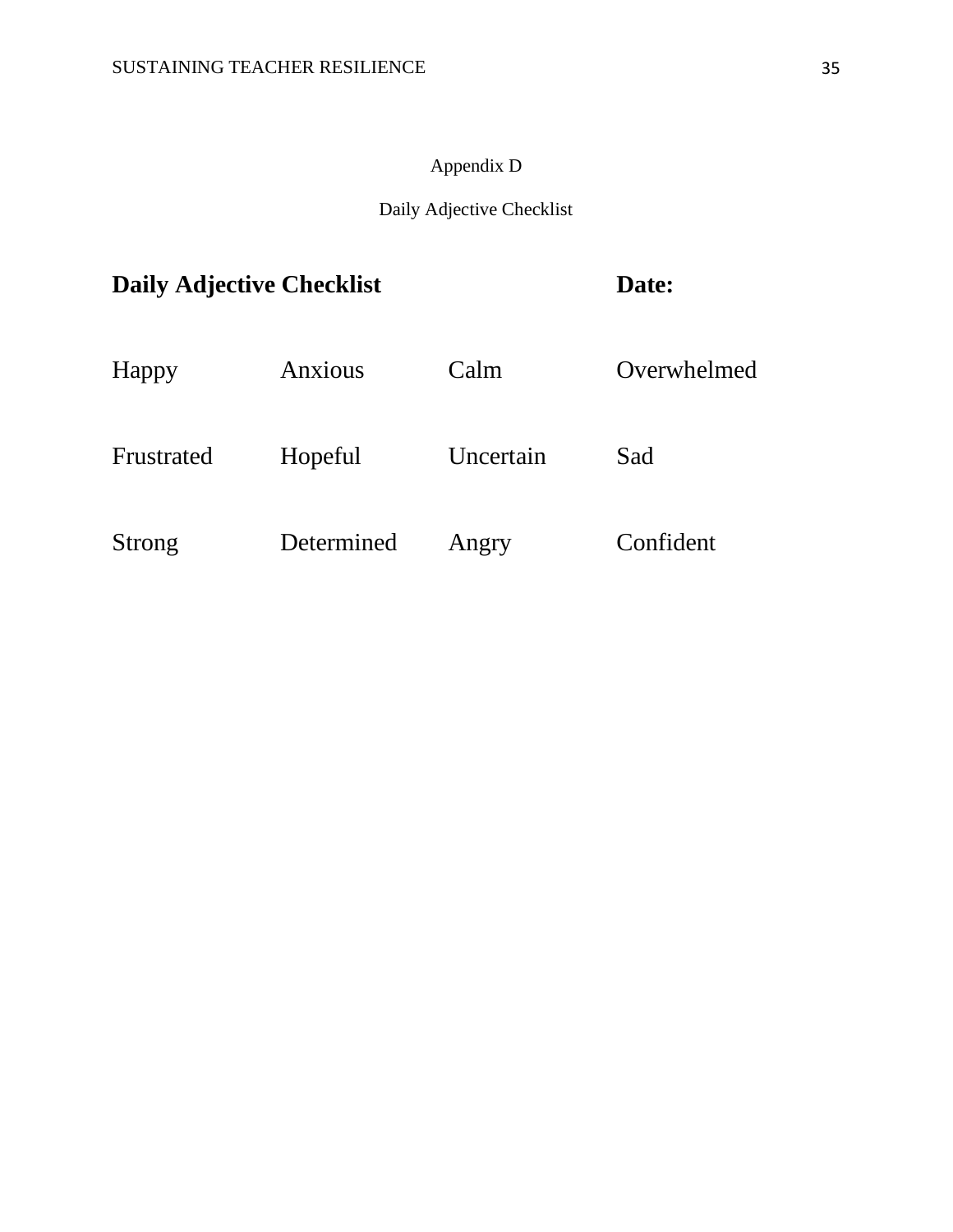Appendix D

Daily Adjective Checklist

**Daily Adjective Checklist** **Date:**

| | | | |
|---|---|---|---|
| Happy | Anxious | Calm | Overwhelmed |
| Frustrated | Hopeful | Uncertain | Sad |
| Strong | Determined | Angry | Confident |